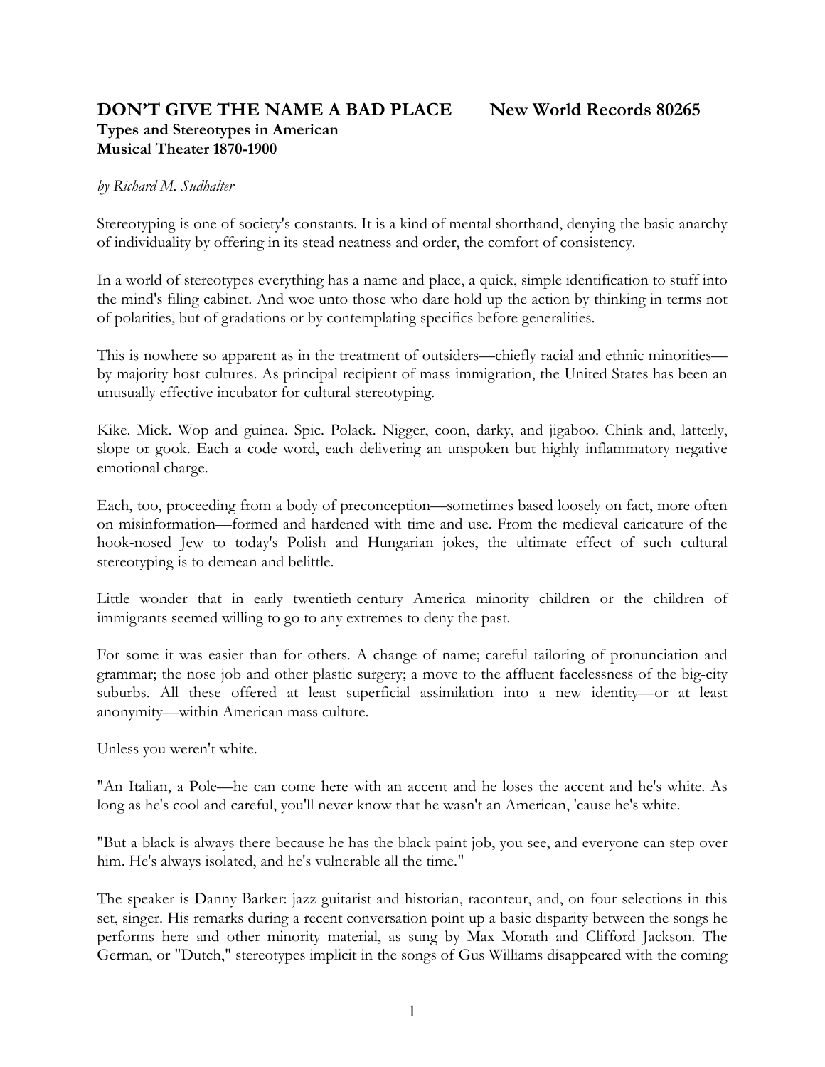# DON'T GIVE THE NAME A BAD PLACE        New World Records 80265

### Types and Stereotypes in American Musical Theater 1870-1900

*by Richard M. Sudhalter*

Stereotyping is one of society's constants. It is a kind of mental shorthand, denying the basic anarchy of individuality by offering in its stead neatness and order, the comfort of consistency.

In a world of stereotypes everything has a name and place, a quick, simple identification to stuff into the mind's filing cabinet. And woe unto those who dare hold up the action by thinking in terms not of polarities, but of gradations or by contemplating specifics before generalities.

This is nowhere so apparent as in the treatment of outsiders—chiefly racial and ethnic minorities—by majority host cultures. As principal recipient of mass immigration, the United States has been an unusually effective incubator for cultural stereotyping.

Kike. Mick. Wop and guinea. Spic. Polack. Nigger, coon, darky, and jigaboo. Chink and, latterly, slope or gook. Each a code word, each delivering an unspoken but highly inflammatory negative emotional charge.

Each, too, proceeding from a body of preconception—sometimes based loosely on fact, more often on misinformation—formed and hardened with time and use. From the medieval caricature of the hook-nosed Jew to today's Polish and Hungarian jokes, the ultimate effect of such cultural stereotyping is to demean and belittle.

Little wonder that in early twentieth-century America minority children or the children of immigrants seemed willing to go to any extremes to deny the past.

For some it was easier than for others. A change of name; careful tailoring of pronunciation and grammar; the nose job and other plastic surgery; a move to the affluent facelessness of the big-city suburbs. All these offered at least superficial assimilation into a new identity—or at least anonymity—within American mass culture.

Unless you weren't white.

"An Italian, a Pole—he can come here with an accent and he loses the accent and he's white. As long as he's cool and careful, you'll never know that he wasn't an American, 'cause he's white.

"But a black is always there because he has the black paint job, you see, and everyone can step over him. He's always isolated, and he's vulnerable all the time."

The speaker is Danny Barker: jazz guitarist and historian, raconteur, and, on four selections in this set, singer. His remarks during a recent conversation point up a basic disparity between the songs he performs here and other minority material, as sung by Max Morath and Clifford Jackson. The German, or "Dutch," stereotypes implicit in the songs of Gus Williams disappeared with the coming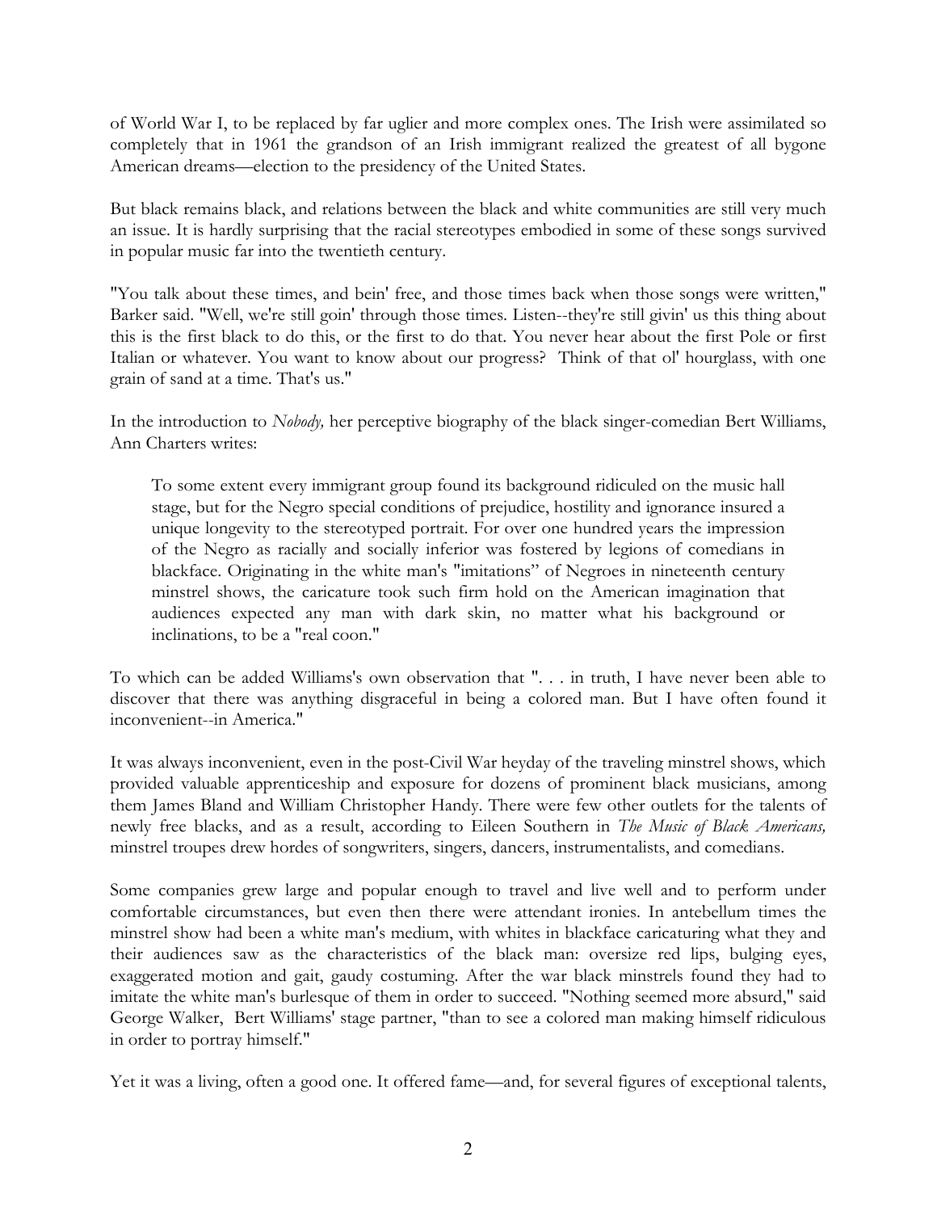of World War I, to be replaced by far uglier and more complex ones. The Irish were assimilated so completely that in 1961 the grandson of an Irish immigrant realized the greatest of all bygone American dreams—election to the presidency of the United States.

But black remains black, and relations between the black and white communities are still very much an issue. It is hardly surprising that the racial stereotypes embodied in some of these songs survived in popular music far into the twentieth century.

"You talk about these times, and bein' free, and those times back when those songs were written," Barker said. "Well, we're still goin' through those times. Listen--they're still givin' us this thing about this is the first black to do this, or the first to do that. You never hear about the first Pole or first Italian or whatever. You want to know about our progress? Think of that ol' hourglass, with one grain of sand at a time. That's us."

In the introduction to *Nobody,* her perceptive biography of the black singer-comedian Bert Williams, Ann Charters writes:

> To some extent every immigrant group found its background ridiculed on the music hall stage, but for the Negro special conditions of prejudice, hostility and ignorance insured a unique longevity to the stereotyped portrait. For over one hundred years the impression of the Negro as racially and socially inferior was fostered by legions of comedians in blackface. Originating in the white man's "imitations" of Negroes in nineteenth century minstrel shows, the caricature took such firm hold on the American imagination that audiences expected any man with dark skin, no matter what his background or inclinations, to be a "real coon."

To which can be added Williams's own observation that ". . . in truth, I have never been able to discover that there was anything disgraceful in being a colored man. But I have often found it inconvenient--in America."

It was always inconvenient, even in the post-Civil War heyday of the traveling minstrel shows, which provided valuable apprenticeship and exposure for dozens of prominent black musicians, among them James Bland and William Christopher Handy. There were few other outlets for the talents of newly free blacks, and as a result, according to Eileen Southern in *The Music of Black Americans,* minstrel troupes drew hordes of songwriters, singers, dancers, instrumentalists, and comedians.

Some companies grew large and popular enough to travel and live well and to perform under comfortable circumstances, but even then there were attendant ironies. In antebellum times the minstrel show had been a white man's medium, with whites in blackface caricaturing what they and their audiences saw as the characteristics of the black man: oversize red lips, bulging eyes, exaggerated motion and gait, gaudy costuming. After the war black minstrels found they had to imitate the white man's burlesque of them in order to succeed. "Nothing seemed more absurd," said George Walker, Bert Williams' stage partner, "than to see a colored man making himself ridiculous in order to portray himself."

Yet it was a living, often a good one. It offered fame—and, for several figures of exceptional talents,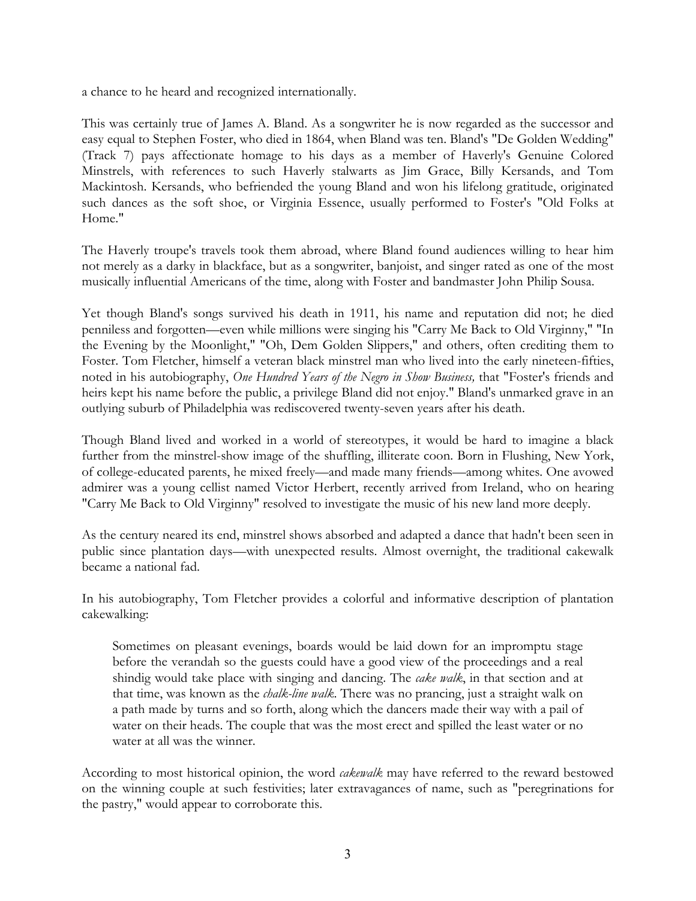a chance to he heard and recognized internationally.

This was certainly true of James A. Bland. As a songwriter he is now regarded as the successor and easy equal to Stephen Foster, who died in 1864, when Bland was ten. Bland's "De Golden Wedding" (Track 7) pays affectionate homage to his days as a member of Haverly's Genuine Colored Minstrels, with references to such Haverly stalwarts as Jim Grace, Billy Kersands, and Tom Mackintosh. Kersands, who befriended the young Bland and won his lifelong gratitude, originated such dances as the soft shoe, or Virginia Essence, usually performed to Foster's "Old Folks at Home."

The Haverly troupe's travels took them abroad, where Bland found audiences willing to hear him not merely as a darky in blackface, but as a songwriter, banjoist, and singer rated as one of the most musically influential Americans of the time, along with Foster and bandmaster John Philip Sousa.

Yet though Bland's songs survived his death in 1911, his name and reputation did not; he died penniless and forgotten—even while millions were singing his "Carry Me Back to Old Virginny," "In the Evening by the Moonlight," "Oh, Dem Golden Slippers," and others, often crediting them to Foster. Tom Fletcher, himself a veteran black minstrel man who lived into the early nineteen-fifties, noted in his autobiography, *One Hundred Years of the Negro in Show Business,* that "Foster's friends and heirs kept his name before the public, a privilege Bland did not enjoy." Bland's unmarked grave in an outlying suburb of Philadelphia was rediscovered twenty-seven years after his death.

Though Bland lived and worked in a world of stereotypes, it would be hard to imagine a black further from the minstrel-show image of the shuffling, illiterate coon. Born in Flushing, New York, of college-educated parents, he mixed freely—and made many friends—among whites. One avowed admirer was a young cellist named Victor Herbert, recently arrived from Ireland, who on hearing "Carry Me Back to Old Virginny" resolved to investigate the music of his new land more deeply.

As the century neared its end, minstrel shows absorbed and adapted a dance that hadn't been seen in public since plantation days—with unexpected results. Almost overnight, the traditional cakewalk became a national fad.

In his autobiography, Tom Fletcher provides a colorful and informative description of plantation cakewalking:

> Sometimes on pleasant evenings, boards would be laid down for an impromptu stage before the verandah so the guests could have a good view of the proceedings and a real shindig would take place with singing and dancing. The *cake walk*, in that section and at that time, was known as the *chalk-line walk*. There was no prancing, just a straight walk on a path made by turns and so forth, along which the dancers made their way with a pail of water on their heads. The couple that was the most erect and spilled the least water or no water at all was the winner.

According to most historical opinion, the word *cakewalk* may have referred to the reward bestowed on the winning couple at such festivities; later extravagances of name, such as "peregrinations for the pastry," would appear to corroborate this.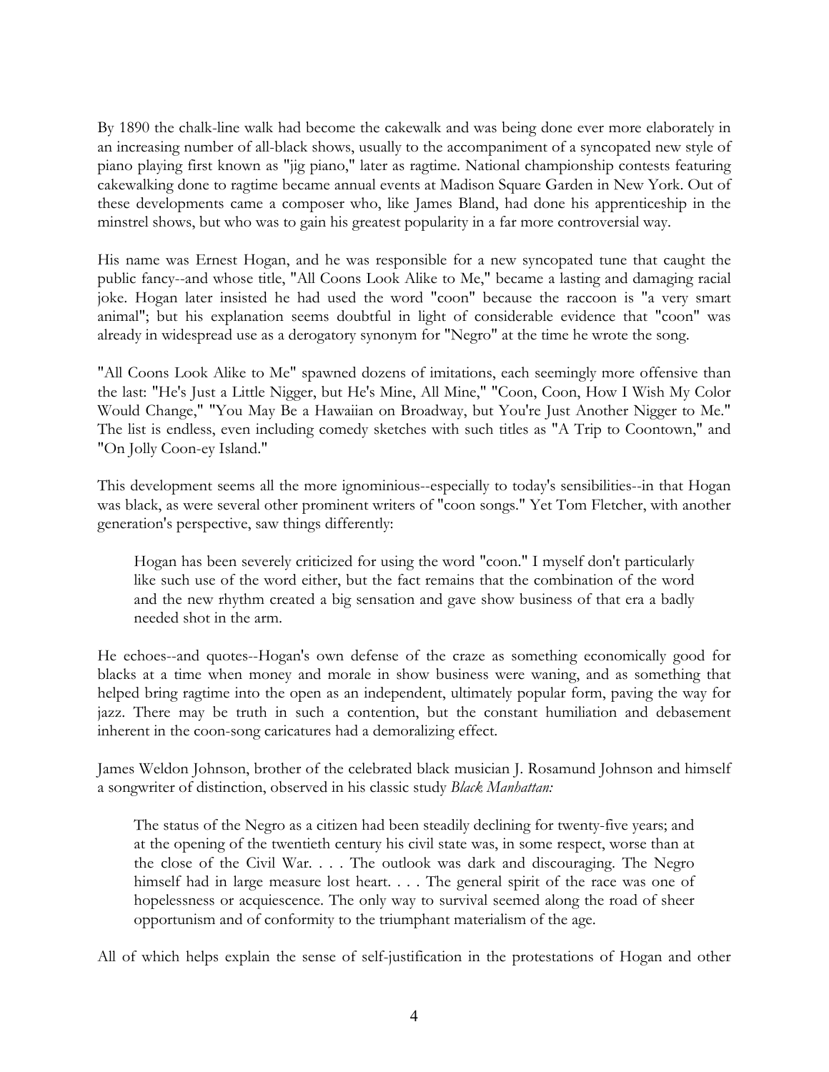By 1890 the chalk-line walk had become the cakewalk and was being done ever more elaborately in an increasing number of all-black shows, usually to the accompaniment of a syncopated new style of piano playing first known as "jig piano," later as ragtime. National championship contests featuring cakewalking done to ragtime became annual events at Madison Square Garden in New York. Out of these developments came a composer who, like James Bland, had done his apprenticeship in the minstrel shows, but who was to gain his greatest popularity in a far more controversial way.

His name was Ernest Hogan, and he was responsible for a new syncopated tune that caught the public fancy--and whose title, "All Coons Look Alike to Me," became a lasting and damaging racial joke. Hogan later insisted he had used the word "coon" because the raccoon is "a very smart animal"; but his explanation seems doubtful in light of considerable evidence that "coon" was already in widespread use as a derogatory synonym for "Negro" at the time he wrote the song.

"All Coons Look Alike to Me" spawned dozens of imitations, each seemingly more offensive than the last: "He's Just a Little Nigger, but He's Mine, All Mine," "Coon, Coon, How I Wish My Color Would Change," "You May Be a Hawaiian on Broadway, but You're Just Another Nigger to Me." The list is endless, even including comedy sketches with such titles as "A Trip to Coontown," and "On Jolly Coon-ey Island."

This development seems all the more ignominious--especially to today's sensibilities--in that Hogan was black, as were several other prominent writers of "coon songs." Yet Tom Fletcher, with another generation's perspective, saw things differently:

> Hogan has been severely criticized for using the word "coon." I myself don't particularly like such use of the word either, but the fact remains that the combination of the word and the new rhythm created a big sensation and gave show business of that era a badly needed shot in the arm.

He echoes--and quotes--Hogan's own defense of the craze as something economically good for blacks at a time when money and morale in show business were waning, and as something that helped bring ragtime into the open as an independent, ultimately popular form, paving the way for jazz. There may be truth in such a contention, but the constant humiliation and debasement inherent in the coon-song caricatures had a demoralizing effect.

James Weldon Johnson, brother of the celebrated black musician J. Rosamund Johnson and himself a songwriter of distinction, observed in his classic study *Black Manhattan:*

> The status of the Negro as a citizen had been steadily declining for twenty-five years; and at the opening of the twentieth century his civil state was, in some respect, worse than at the close of the Civil War. . . . The outlook was dark and discouraging. The Negro himself had in large measure lost heart. . . . The general spirit of the race was one of hopelessness or acquiescence. The only way to survival seemed along the road of sheer opportunism and of conformity to the triumphant materialism of the age.

All of which helps explain the sense of self-justification in the protestations of Hogan and other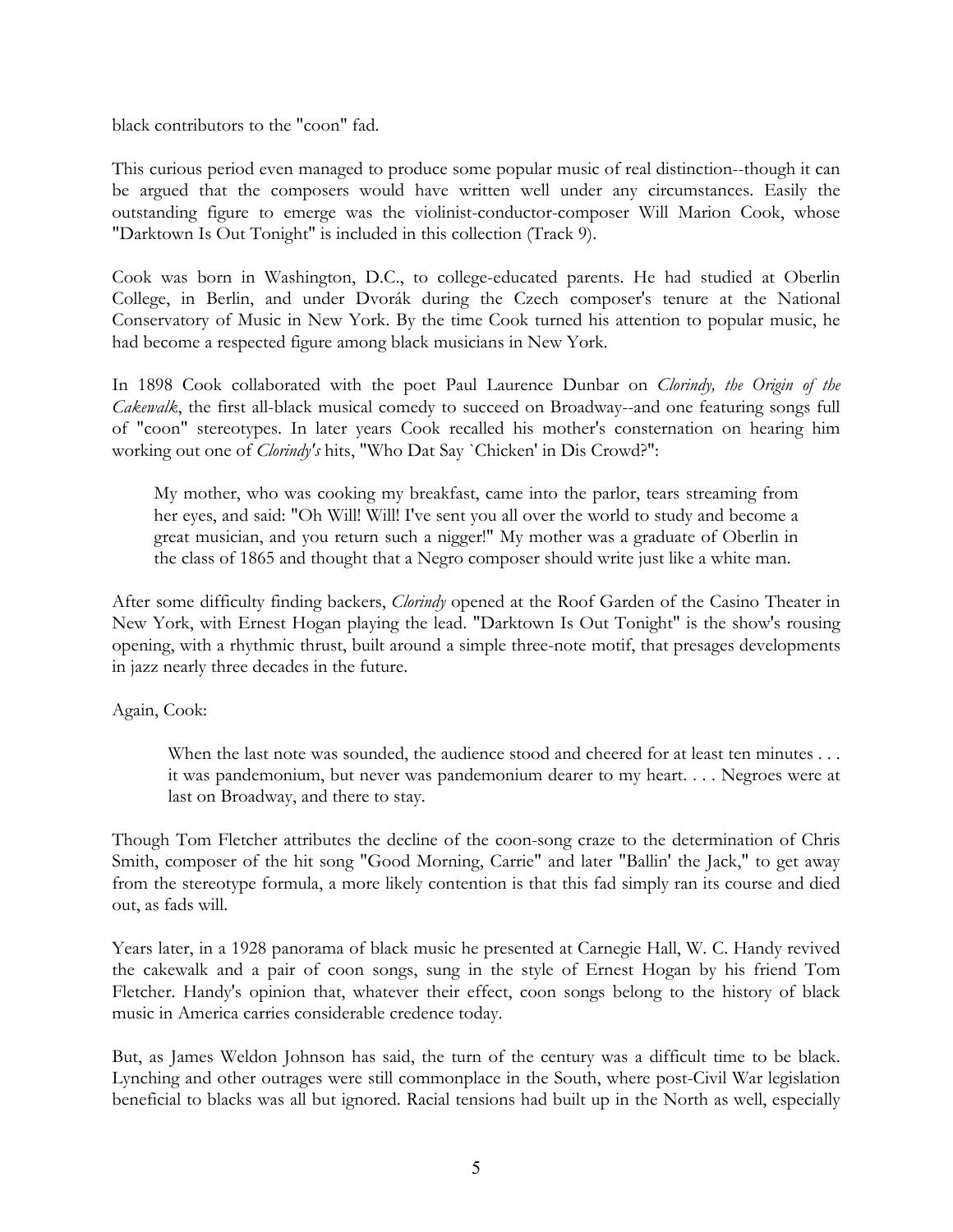black contributors to the "coon" fad.

This curious period even managed to produce some popular music of real distinction--though it can be argued that the composers would have written well under any circumstances. Easily the outstanding figure to emerge was the violinist-conductor-composer Will Marion Cook, whose "Darktown Is Out Tonight" is included in this collection (Track 9).

Cook was born in Washington, D.C., to college-educated parents. He had studied at Oberlin College, in Berlin, and under Dvorák during the Czech composer's tenure at the National Conservatory of Music in New York. By the time Cook turned his attention to popular music, he had become a respected figure among black musicians in New York.

In 1898 Cook collaborated with the poet Paul Laurence Dunbar on *Clorindy, the Origin of the Cakewalk*, the first all-black musical comedy to succeed on Broadway--and one featuring songs full of "coon" stereotypes. In later years Cook recalled his mother's consternation on hearing him working out one of *Clorindy's* hits, "Who Dat Say `Chicken' in Dis Crowd?":

> My mother, who was cooking my breakfast, came into the parlor, tears streaming from her eyes, and said: "Oh Will! Will! I've sent you all over the world to study and become a great musician, and you return such a nigger!" My mother was a graduate of Oberlin in the class of 1865 and thought that a Negro composer should write just like a white man.

After some difficulty finding backers, *Clorindy* opened at the Roof Garden of the Casino Theater in New York, with Ernest Hogan playing the lead. "Darktown Is Out Tonight" is the show's rousing opening, with a rhythmic thrust, built around a simple three-note motif, that presages developments in jazz nearly three decades in the future.

Again, Cook:

> When the last note was sounded, the audience stood and cheered for at least ten minutes . . . it was pandemonium, but never was pandemonium dearer to my heart. . . . Negroes were at last on Broadway, and there to stay.

Though Tom Fletcher attributes the decline of the coon-song craze to the determination of Chris Smith, composer of the hit song "Good Morning, Carrie" and later "Ballin' the Jack," to get away from the stereotype formula, a more likely contention is that this fad simply ran its course and died out, as fads will.

Years later, in a 1928 panorama of black music he presented at Carnegie Hall, W. C. Handy revived the cakewalk and a pair of coon songs, sung in the style of Ernest Hogan by his friend Tom Fletcher. Handy's opinion that, whatever their effect, coon songs belong to the history of black music in America carries considerable credence today.

But, as James Weldon Johnson has said, the turn of the century was a difficult time to be black. Lynching and other outrages were still commonplace in the South, where post-Civil War legislation beneficial to blacks was all but ignored. Racial tensions had built up in the North as well, especially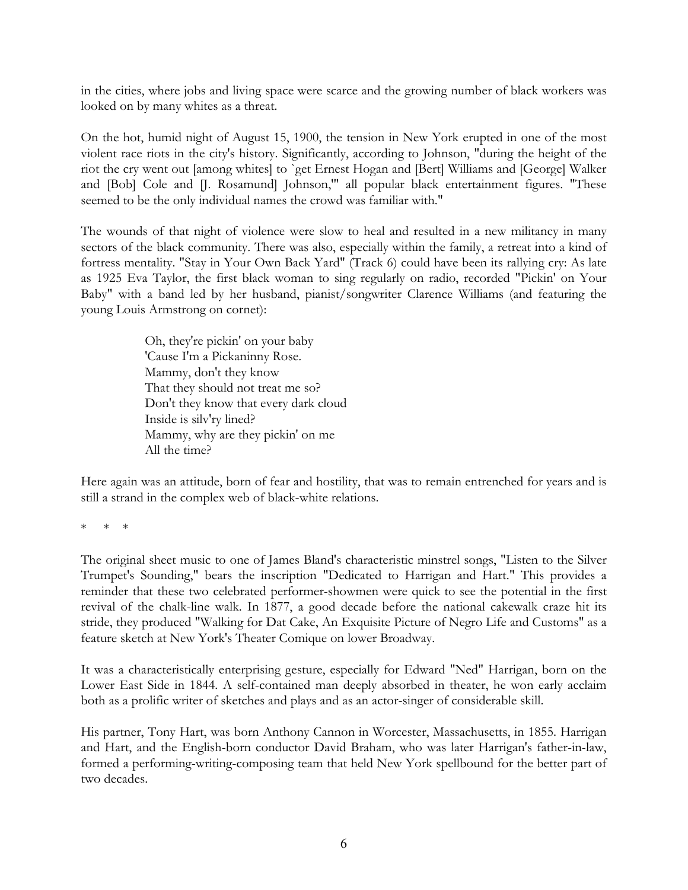in the cities, where jobs and living space were scarce and the growing number of black workers was looked on by many whites as a threat.

On the hot, humid night of August 15, 1900, the tension in New York erupted in one of the most violent race riots in the city's history. Significantly, according to Johnson, "during the height of the riot the cry went out [among whites] to `get Ernest Hogan and [Bert] Williams and [George] Walker and [Bob] Cole and [J. Rosamund] Johnson,'" all popular black entertainment figures. "These seemed to be the only individual names the crowd was familiar with."

The wounds of that night of violence were slow to heal and resulted in a new militancy in many sectors of the black community. There was also, especially within the family, a retreat into a kind of fortress mentality. "Stay in Your Own Back Yard" (Track 6) could have been its rallying cry: As late as 1925 Eva Taylor, the first black woman to sing regularly on radio, recorded "Pickin' on Your Baby" with a band led by her husband, pianist/songwriter Clarence Williams (and featuring the young Louis Armstrong on cornet):

> Oh, they're pickin' on your baby
> 'Cause I'm a Pickaninny Rose.
> Mammy, don't they know
> That they should not treat me so?
> Don't they know that every dark cloud
> Inside is silv'ry lined?
> Mammy, why are they pickin' on me
> All the time?

Here again was an attitude, born of fear and hostility, that was to remain entrenched for years and is still a strand in the complex web of black-white relations.

\* \* \*

The original sheet music to one of James Bland's characteristic minstrel songs, "Listen to the Silver Trumpet's Sounding," bears the inscription "Dedicated to Harrigan and Hart." This provides a reminder that these two celebrated performer-showmen were quick to see the potential in the first revival of the chalk-line walk. In 1877, a good decade before the national cakewalk craze hit its stride, they produced "Walking for Dat Cake, An Exquisite Picture of Negro Life and Customs" as a feature sketch at New York's Theater Comique on lower Broadway.

It was a characteristically enterprising gesture, especially for Edward "Ned" Harrigan, born on the Lower East Side in 1844. A self-contained man deeply absorbed in theater, he won early acclaim both as a prolific writer of sketches and plays and as an actor-singer of considerable skill.

His partner, Tony Hart, was born Anthony Cannon in Worcester, Massachusetts, in 1855. Harrigan and Hart, and the English-born conductor David Braham, who was later Harrigan's father-in-law, formed a performing-writing-composing team that held New York spellbound for the better part of two decades.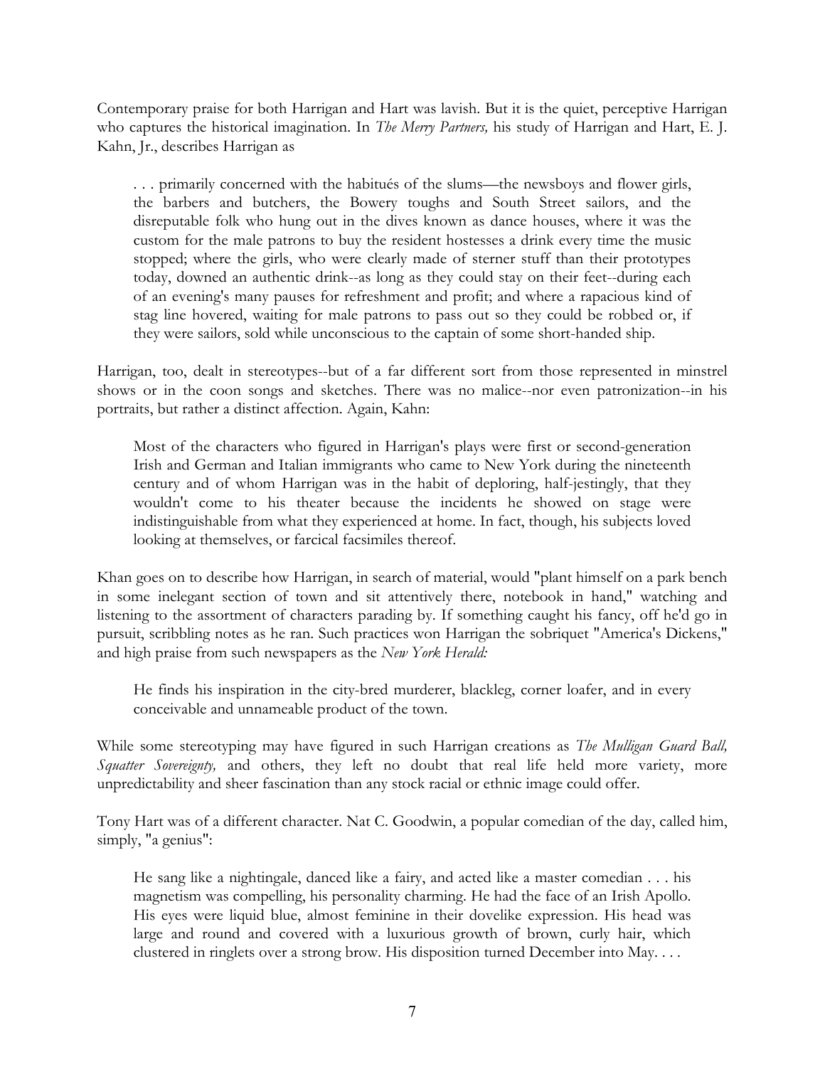Contemporary praise for both Harrigan and Hart was lavish. But it is the quiet, perceptive Harrigan who captures the historical imagination. In *The Merry Partners,* his study of Harrigan and Hart, E. J. Kahn, Jr., describes Harrigan as

> . . . primarily concerned with the habitués of the slums—the newsboys and flower girls, the barbers and butchers, the Bowery toughs and South Street sailors, and the disreputable folk who hung out in the dives known as dance houses, where it was the custom for the male patrons to buy the resident hostesses a drink every time the music stopped; where the girls, who were clearly made of sterner stuff than their prototypes today, downed an authentic drink--as long as they could stay on their feet--during each of an evening's many pauses for refreshment and profit; and where a rapacious kind of stag line hovered, waiting for male patrons to pass out so they could be robbed or, if they were sailors, sold while unconscious to the captain of some short-handed ship.

Harrigan, too, dealt in stereotypes--but of a far different sort from those represented in minstrel shows or in the coon songs and sketches. There was no malice--nor even patronization--in his portraits, but rather a distinct affection. Again, Kahn:

> Most of the characters who figured in Harrigan's plays were first or second-generation Irish and German and Italian immigrants who came to New York during the nineteenth century and of whom Harrigan was in the habit of deploring, half-jestingly, that they wouldn't come to his theater because the incidents he showed on stage were indistinguishable from what they experienced at home. In fact, though, his subjects loved looking at themselves, or farcical facsimiles thereof.

Khan goes on to describe how Harrigan, in search of material, would "plant himself on a park bench in some inelegant section of town and sit attentively there, notebook in hand," watching and listening to the assortment of characters parading by. If something caught his fancy, off he'd go in pursuit, scribbling notes as he ran. Such practices won Harrigan the sobriquet "America's Dickens," and high praise from such newspapers as the *New York Herald:*

> He finds his inspiration in the city-bred murderer, blackleg, corner loafer, and in every conceivable and unnameable product of the town.

While some stereotyping may have figured in such Harrigan creations as *The Mulligan Guard Ball, Squatter Sovereignty,* and others, they left no doubt that real life held more variety, more unpredictability and sheer fascination than any stock racial or ethnic image could offer.

Tony Hart was of a different character. Nat C. Goodwin, a popular comedian of the day, called him, simply, "a genius":

> He sang like a nightingale, danced like a fairy, and acted like a master comedian . . . his magnetism was compelling, his personality charming. He had the face of an Irish Apollo. His eyes were liquid blue, almost feminine in their dovelike expression. His head was large and round and covered with a luxurious growth of brown, curly hair, which clustered in ringlets over a strong brow. His disposition turned December into May. . . .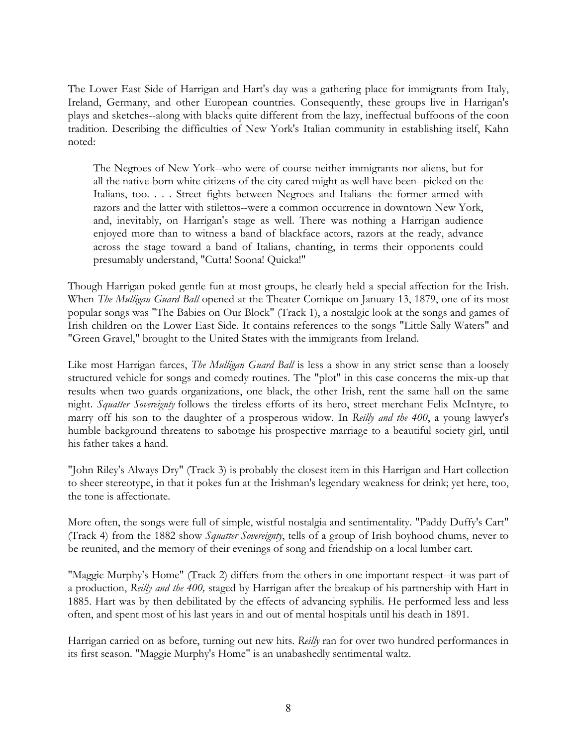The Lower East Side of Harrigan and Hart's day was a gathering place for immigrants from Italy, Ireland, Germany, and other European countries. Consequently, these groups live in Harrigan's plays and sketches--along with blacks quite different from the lazy, ineffectual buffoons of the coon tradition. Describing the difficulties of New York's Italian community in establishing itself, Kahn noted:

> The Negroes of New York--who were of course neither immigrants nor aliens, but for all the native-born white citizens of the city cared might as well have been--picked on the Italians, too. . . . Street fights between Negroes and Italians--the former armed with razors and the latter with stilettos--were a common occurrence in downtown New York, and, inevitably, on Harrigan's stage as well. There was nothing a Harrigan audience enjoyed more than to witness a band of blackface actors, razors at the ready, advance across the stage toward a band of Italians, chanting, in terms their opponents could presumably understand, "Cutta! Soona! Quicka!"

Though Harrigan poked gentle fun at most groups, he clearly held a special affection for the Irish. When *The Mulligan Guard Ball* opened at the Theater Comique on January 13, 1879, one of its most popular songs was "The Babies on Our Block" (Track 1), a nostalgic look at the songs and games of Irish children on the Lower East Side. It contains references to the songs "Little Sally Waters" and "Green Gravel," brought to the United States with the immigrants from Ireland.

Like most Harrigan farces, *The Mulligan Guard Ball* is less a show in any strict sense than a loosely structured vehicle for songs and comedy routines. The "plot" in this case concerns the mix-up that results when two guards organizations, one black, the other Irish, rent the same hall on the same night. *Squatter Sovereignty* follows the tireless efforts of its hero, street merchant Felix McIntyre, to marry off his son to the daughter of a prosperous widow. In *Reilly and the 400*, a young lawyer's humble background threatens to sabotage his prospective marriage to a beautiful society girl, until his father takes a hand.

"John Riley's Always Dry" (Track 3) is probably the closest item in this Harrigan and Hart collection to sheer stereotype, in that it pokes fun at the Irishman's legendary weakness for drink; yet here, too, the tone is affectionate.

More often, the songs were full of simple, wistful nostalgia and sentimentality. "Paddy Duffy's Cart" (Track 4) from the 1882 show *Squatter Sovereignty*, tells of a group of Irish boyhood chums, never to be reunited, and the memory of their evenings of song and friendship on a local lumber cart.

"Maggie Murphy's Home" (Track 2) differs from the others in one important respect--it was part of a production, *Reilly and the 400,* staged by Harrigan after the breakup of his partnership with Hart in 1885. Hart was by then debilitated by the effects of advancing syphilis. He performed less and less often, and spent most of his last years in and out of mental hospitals until his death in 1891.

Harrigan carried on as before, turning out new hits. *Reilly* ran for over two hundred performances in its first season. "Maggie Murphy's Home" is an unabashedly sentimental waltz.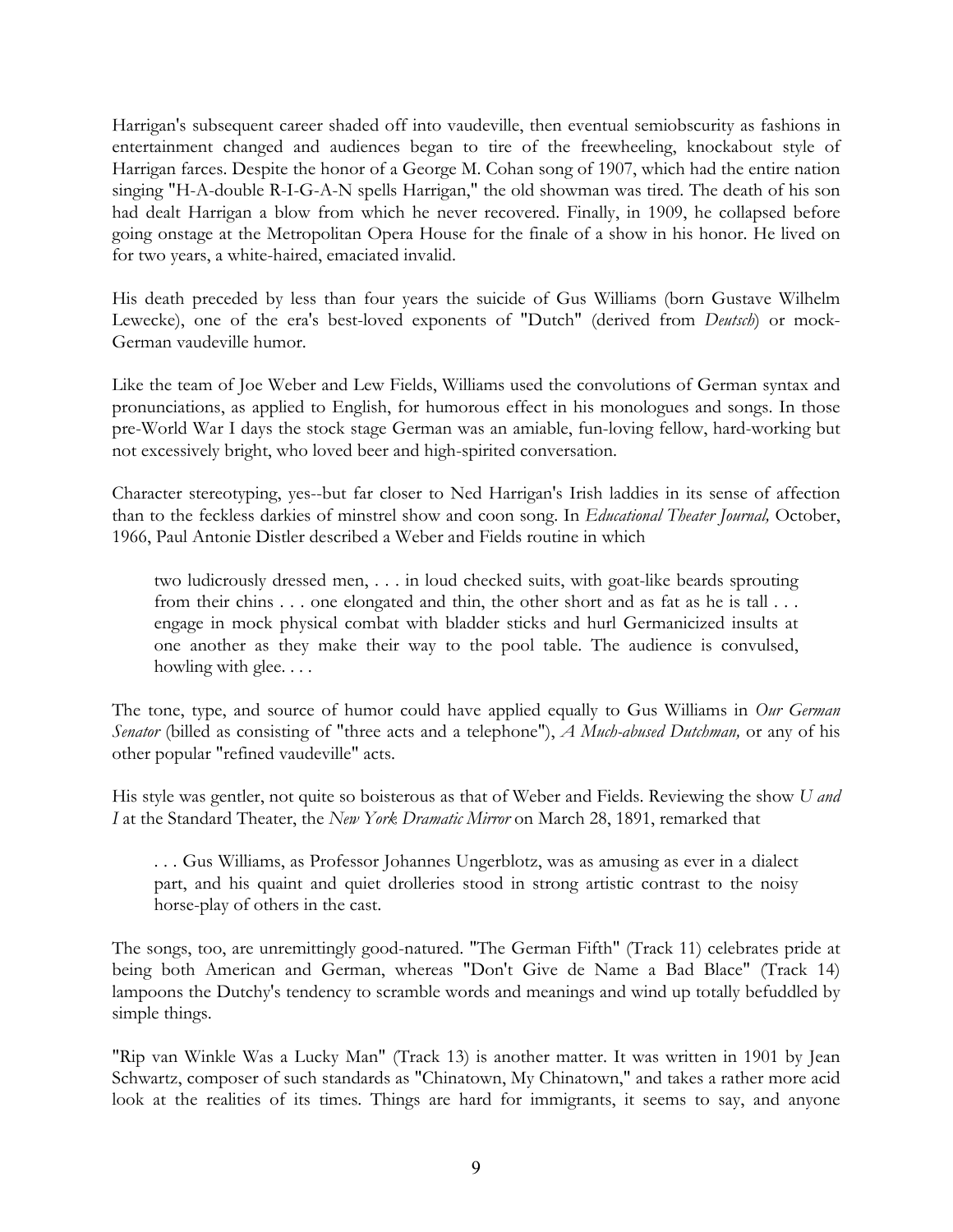Harrigan's subsequent career shaded off into vaudeville, then eventual semiobscurity as fashions in entertainment changed and audiences began to tire of the freewheeling, knockabout style of Harrigan farces. Despite the honor of a George M. Cohan song of 1907, which had the entire nation singing "H-A-double R-I-G-A-N spells Harrigan," the old showman was tired. The death of his son had dealt Harrigan a blow from which he never recovered. Finally, in 1909, he collapsed before going onstage at the Metropolitan Opera House for the finale of a show in his honor. He lived on for two years, a white-haired, emaciated invalid.

His death preceded by less than four years the suicide of Gus Williams (born Gustave Wilhelm Lewecke), one of the era's best-loved exponents of "Dutch" (derived from *Deutsch*) or mock-German vaudeville humor.

Like the team of Joe Weber and Lew Fields, Williams used the convolutions of German syntax and pronunciations, as applied to English, for humorous effect in his monologues and songs. In those pre-World War I days the stock stage German was an amiable, fun-loving fellow, hard-working but not excessively bright, who loved beer and high-spirited conversation.

Character stereotyping, yes--but far closer to Ned Harrigan's Irish laddies in its sense of affection than to the feckless darkies of minstrel show and coon song. In *Educational Theater Journal,* October, 1966, Paul Antonie Distler described a Weber and Fields routine in which

> two ludicrously dressed men, . . . in loud checked suits, with goat-like beards sprouting from their chins . . . one elongated and thin, the other short and as fat as he is tall . . . engage in mock physical combat with bladder sticks and hurl Germanicized insults at one another as they make their way to the pool table. The audience is convulsed, howling with glee. . . .

The tone, type, and source of humor could have applied equally to Gus Williams in *Our German Senator* (billed as consisting of "three acts and a telephone"), *A Much-abused Dutchman,* or any of his other popular "refined vaudeville" acts.

His style was gentler, not quite so boisterous as that of Weber and Fields. Reviewing the show *U and I* at the Standard Theater, the *New York Dramatic Mirror* on March 28, 1891, remarked that

> . . . Gus Williams, as Professor Johannes Ungerblotz, was as amusing as ever in a dialect part, and his quaint and quiet drolleries stood in strong artistic contrast to the noisy horse-play of others in the cast.

The songs, too, are unremittingly good-natured. "The German Fifth" (Track 11) celebrates pride at being both American and German, whereas "Don't Give de Name a Bad Blace" (Track 14) lampoons the Dutchy's tendency to scramble words and meanings and wind up totally befuddled by simple things.

"Rip van Winkle Was a Lucky Man" (Track 13) is another matter. It was written in 1901 by Jean Schwartz, composer of such standards as "Chinatown, My Chinatown," and takes a rather more acid look at the realities of its times. Things are hard for immigrants, it seems to say, and anyone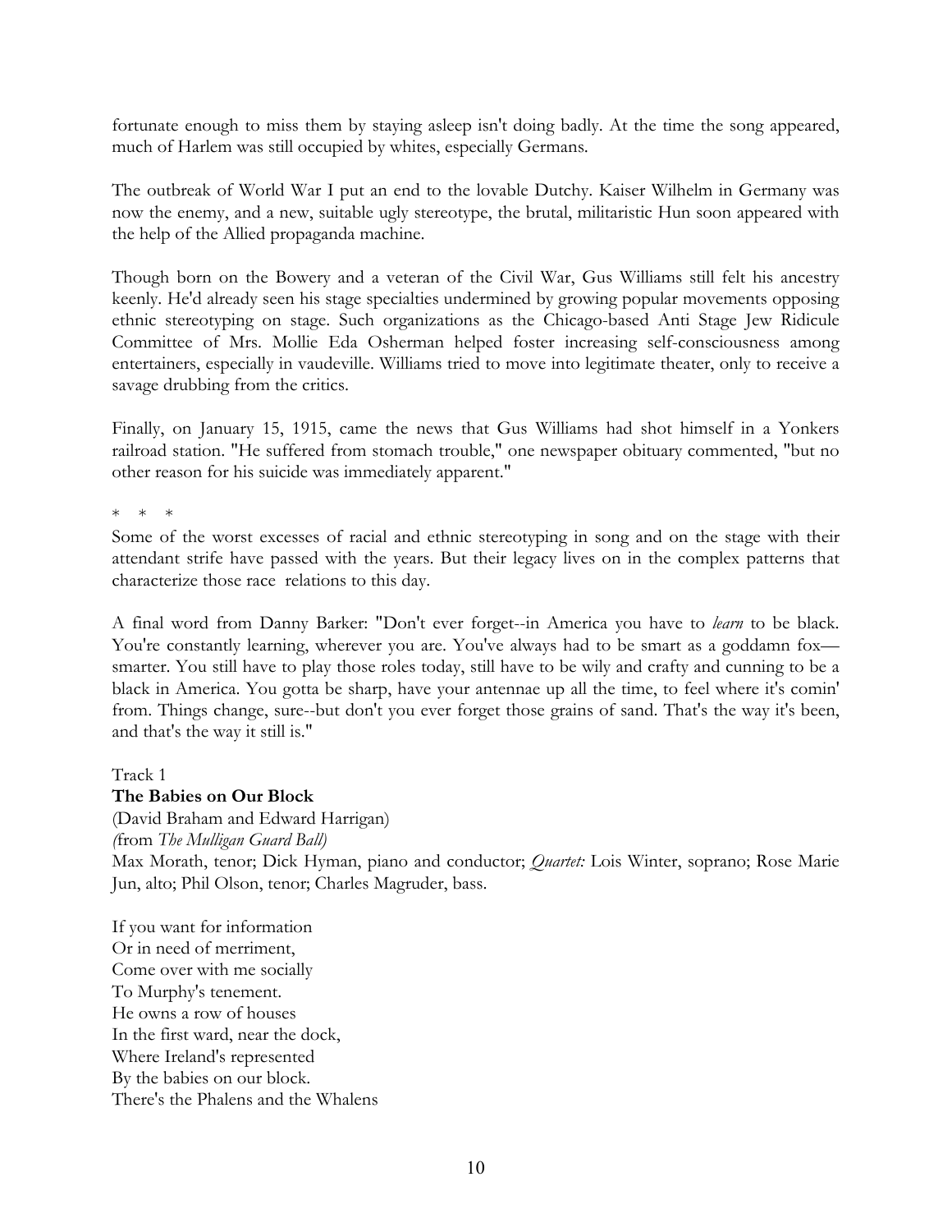fortunate enough to miss them by staying asleep isn't doing badly. At the time the song appeared, much of Harlem was still occupied by whites, especially Germans.

The outbreak of World War I put an end to the lovable Dutchy. Kaiser Wilhelm in Germany was now the enemy, and a new, suitable ugly stereotype, the brutal, militaristic Hun soon appeared with the help of the Allied propaganda machine.

Though born on the Bowery and a veteran of the Civil War, Gus Williams still felt his ancestry keenly. He'd already seen his stage specialties undermined by growing popular movements opposing ethnic stereotyping on stage. Such organizations as the Chicago-based Anti Stage Jew Ridicule Committee of Mrs. Mollie Eda Osherman helped foster increasing self-consciousness among entertainers, especially in vaudeville. Williams tried to move into legitimate theater, only to receive a savage drubbing from the critics.

Finally, on January 15, 1915, came the news that Gus Williams had shot himself in a Yonkers railroad station. "He suffered from stomach trouble," one newspaper obituary commented, "but no other reason for his suicide was immediately apparent."

\* \* \*

Some of the worst excesses of racial and ethnic stereotyping in song and on the stage with their attendant strife have passed with the years. But their legacy lives on in the complex patterns that characterize those race relations to this day.

A final word from Danny Barker: "Don't ever forget--in America you have to *learn* to be black. You're constantly learning, wherever you are. You've always had to be smart as a goddamn fox—smarter. You still have to play those roles today, still have to be wily and crafty and cunning to be a black in America. You gotta be sharp, have your antennae up all the time, to feel where it's comin' from. Things change, sure--but don't you ever forget those grains of sand. That's the way it's been, and that's the way it still is."

Track 1
**The Babies on Our Block**
(David Braham and Edward Harrigan)
*(*from *The Mulligan Guard Ball)*
Max Morath, tenor; Dick Hyman, piano and conductor; *Quartet:* Lois Winter, soprano; Rose Marie Jun, alto; Phil Olson, tenor; Charles Magruder, bass.

If you want for information
Or in need of merriment,
Come over with me socially
To Murphy's tenement.
He owns a row of houses
In the first ward, near the dock,
Where Ireland's represented
By the babies on our block.
There's the Phalens and the Whalens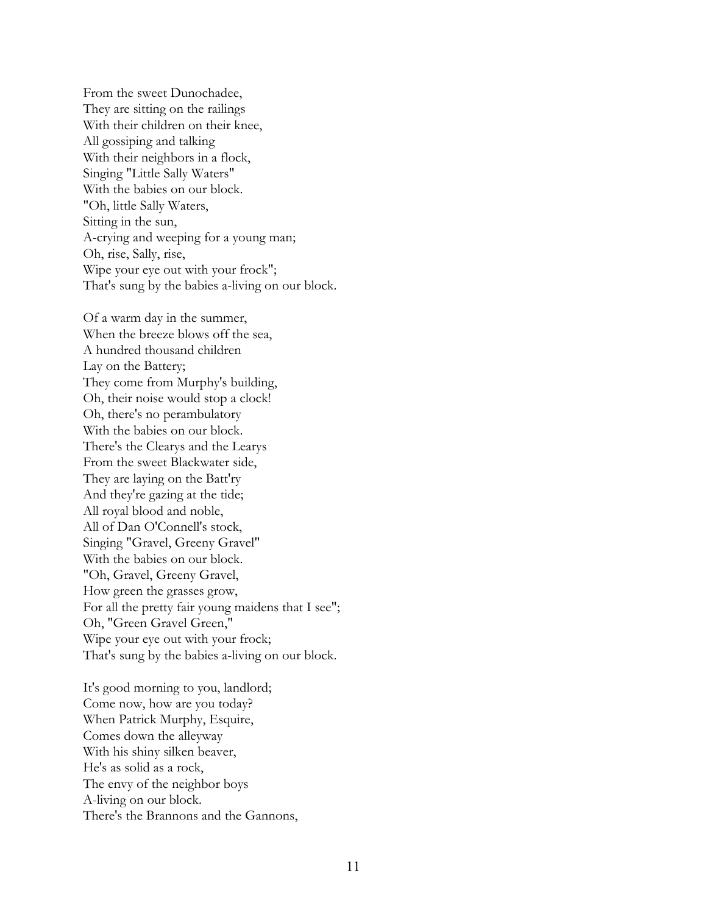From the sweet Dunochadee,
They are sitting on the railings
With their children on their knee,
All gossiping and talking
With their neighbors in a flock,
Singing "Little Sally Waters"
With the babies on our block.
"Oh, little Sally Waters,
Sitting in the sun,
A-crying and weeping for a young man;
Oh, rise, Sally, rise,
Wipe your eye out with your frock";
That's sung by the babies a-living on our block.

Of a warm day in the summer,
When the breeze blows off the sea,
A hundred thousand children
Lay on the Battery;
They come from Murphy's building,
Oh, their noise would stop a clock!
Oh, there's no perambulatory
With the babies on our block.
There's the Clearys and the Learys
From the sweet Blackwater side,
They are laying on the Batt'ry
And they're gazing at the tide;
All royal blood and noble,
All of Dan O'Connell's stock,
Singing "Gravel, Greeny Gravel"
With the babies on our block.
"Oh, Gravel, Greeny Gravel,
How green the grasses grow,
For all the pretty fair young maidens that I see";
Oh, "Green Gravel Green,"
Wipe your eye out with your frock;
That's sung by the babies a-living on our block.

It's good morning to you, landlord;
Come now, how are you today?
When Patrick Murphy, Esquire,
Comes down the alleyway
With his shiny silken beaver,
He's as solid as a rock,
The envy of the neighbor boys
A-living on our block.
There's the Brannons and the Gannons,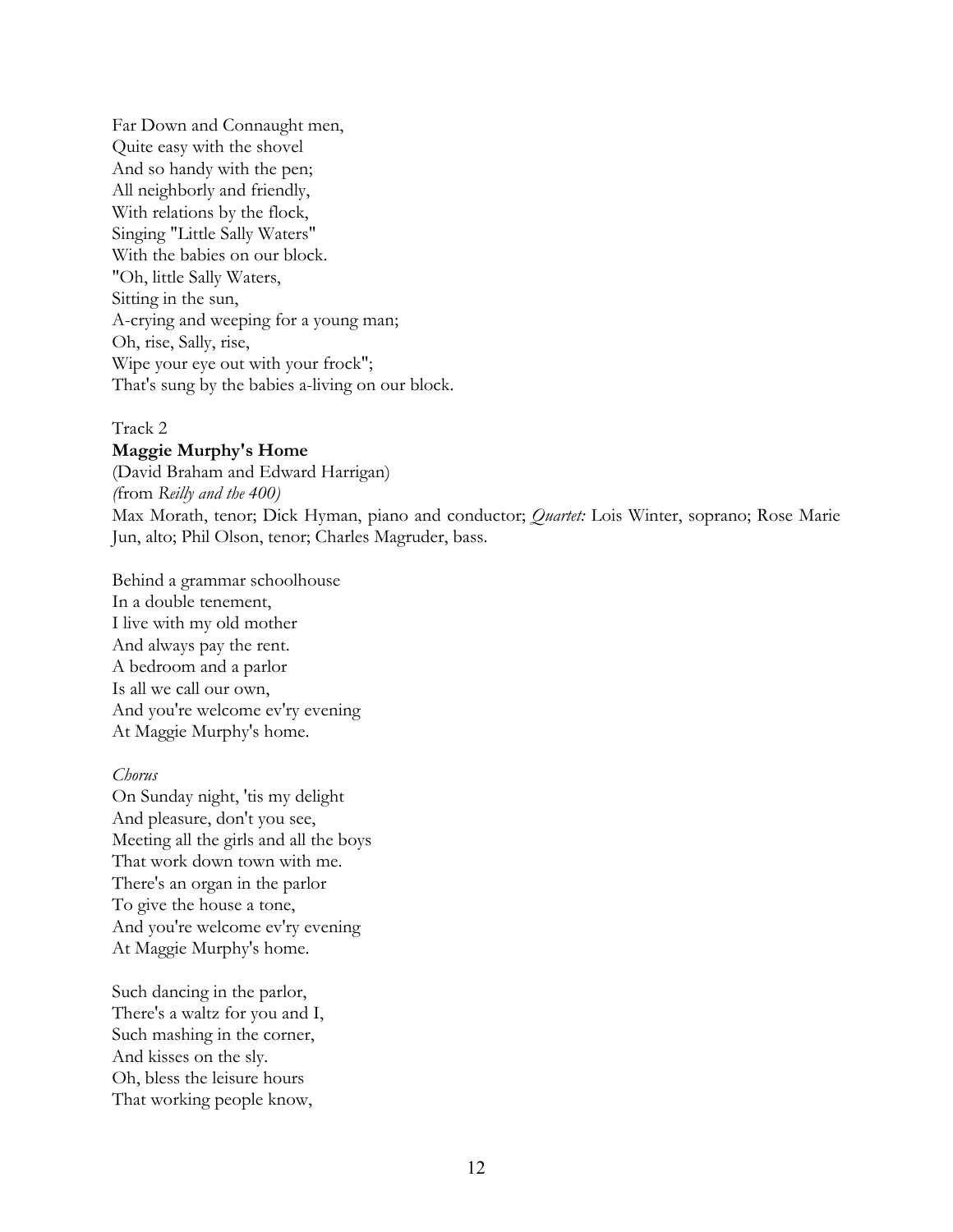Far Down and Connaught men,
Quite easy with the shovel
And so handy with the pen;
All neighborly and friendly,
With relations by the flock,
Singing "Little Sally Waters"
With the babies on our block.
"Oh, little Sally Waters,
Sitting in the sun,
A-crying and weeping for a young man;
Oh, rise, Sally, rise,
Wipe your eye out with your frock";
That's sung by the babies a-living on our block.

Track 2

**Maggie Murphy's Home**

(David Braham and Edward Harrigan)
*(*from *Reilly and the 400)*
Max Morath, tenor; Dick Hyman, piano and conductor; *Quartet:* Lois Winter, soprano; Rose Marie Jun, alto; Phil Olson, tenor; Charles Magruder, bass.

Behind a grammar schoolhouse
In a double tenement,
I live with my old mother
And always pay the rent.
A bedroom and a parlor
Is all we call our own,
And you're welcome ev'ry evening
At Maggie Murphy's home.

*Chorus*
On Sunday night, 'tis my delight
And pleasure, don't you see,
Meeting all the girls and all the boys
That work down town with me.
There's an organ in the parlor
To give the house a tone,
And you're welcome ev'ry evening
At Maggie Murphy's home.

Such dancing in the parlor,
There's a waltz for you and I,
Such mashing in the corner,
And kisses on the sly.
Oh, bless the leisure hours
That working people know,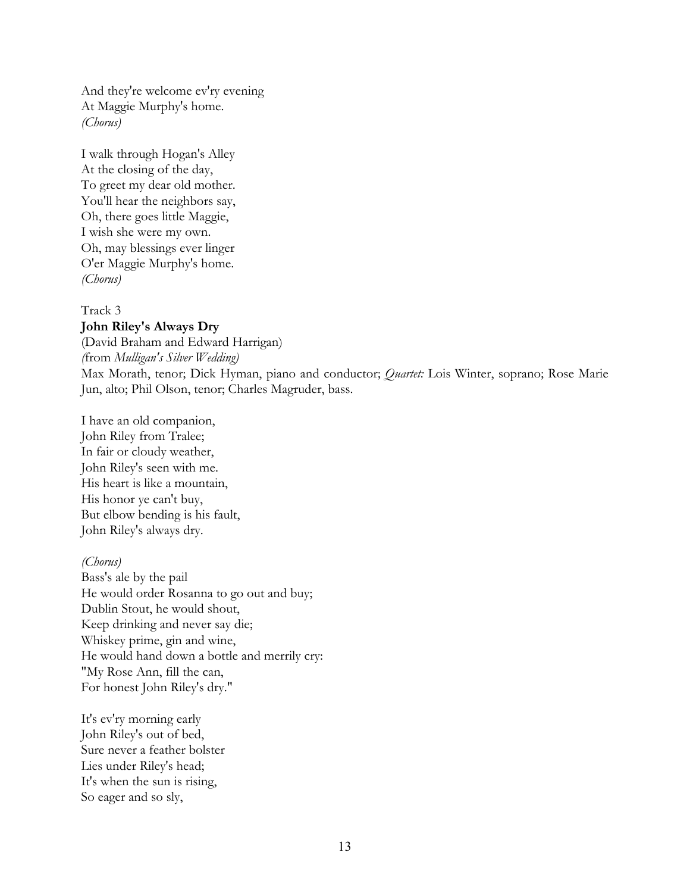And they're welcome ev'ry evening
At Maggie Murphy's home.
*(Chorus)*

I walk through Hogan's Alley
At the closing of the day,
To greet my dear old mother.
You'll hear the neighbors say,
Oh, there goes little Maggie,
I wish she were my own.
Oh, may blessings ever linger
O'er Maggie Murphy's home.
*(Chorus)*

Track 3
**John Riley's Always Dry**
(David Braham and Edward Harrigan)
*(*from *Mulligan's Silver Wedding)*
Max Morath, tenor; Dick Hyman, piano and conductor; *Quartet:* Lois Winter, soprano; Rose Marie Jun, alto; Phil Olson, tenor; Charles Magruder, bass.

I have an old companion,
John Riley from Tralee;
In fair or cloudy weather,
John Riley's seen with me.
His heart is like a mountain,
His honor ye can't buy,
But elbow bending is his fault,
John Riley's always dry.

*(Chorus)*
Bass's ale by the pail
He would order Rosanna to go out and buy;
Dublin Stout, he would shout,
Keep drinking and never say die;
Whiskey prime, gin and wine,
He would hand down a bottle and merrily cry:
"My Rose Ann, fill the can,
For honest John Riley's dry."

It's ev'ry morning early
John Riley's out of bed,
Sure never a feather bolster
Lies under Riley's head;
It's when the sun is rising,
So eager and so sly,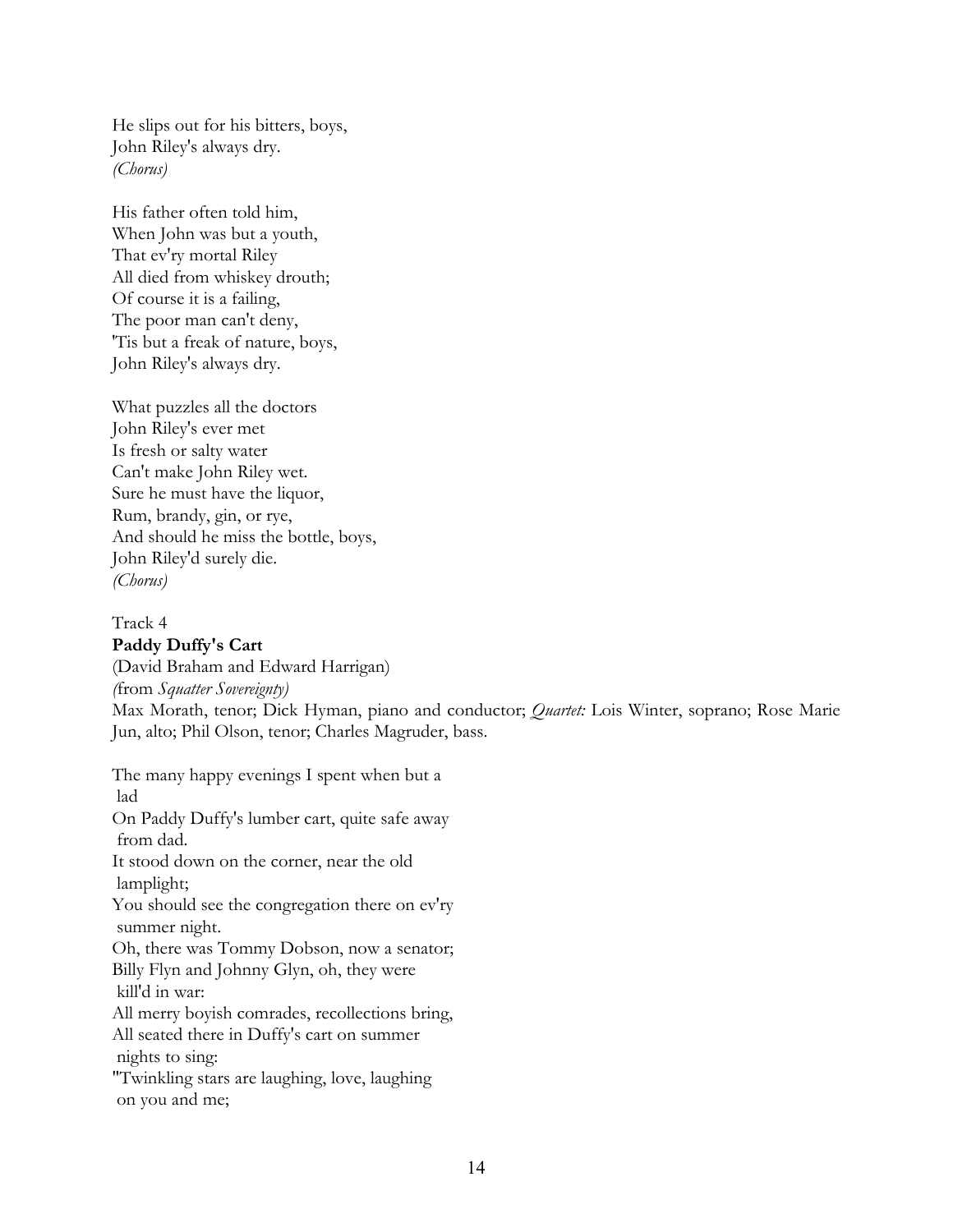He slips out for his bitters, boys,
John Riley's always dry.
*(Chorus)*

His father often told him,
When John was but a youth,
That ev'ry mortal Riley
All died from whiskey drouth;
Of course it is a failing,
The poor man can't deny,
'Tis but a freak of nature, boys,
John Riley's always dry.

What puzzles all the doctors
John Riley's ever met
Is fresh or salty water
Can't make John Riley wet.
Sure he must have the liquor,
Rum, brandy, gin, or rye,
And should he miss the bottle, boys,
John Riley'd surely die.
*(Chorus)*

Track 4
**Paddy Duffy's Cart**
(David Braham and Edward Harrigan)
*(*from *Squatter Sovereignty)*
Max Morath, tenor; Dick Hyman, piano and conductor; *Quartet:* Lois Winter, soprano; Rose Marie Jun, alto; Phil Olson, tenor; Charles Magruder, bass.

The many happy evenings I spent when but a lad
On Paddy Duffy's lumber cart, quite safe away from dad.
It stood down on the corner, near the old lamplight;
You should see the congregation there on ev'ry summer night.
Oh, there was Tommy Dobson, now a senator;
Billy Flyn and Johnny Glyn, oh, they were kill'd in war:
All merry boyish comrades, recollections bring,
All seated there in Duffy's cart on summer nights to sing:
"Twinkling stars are laughing, love, laughing on you and me;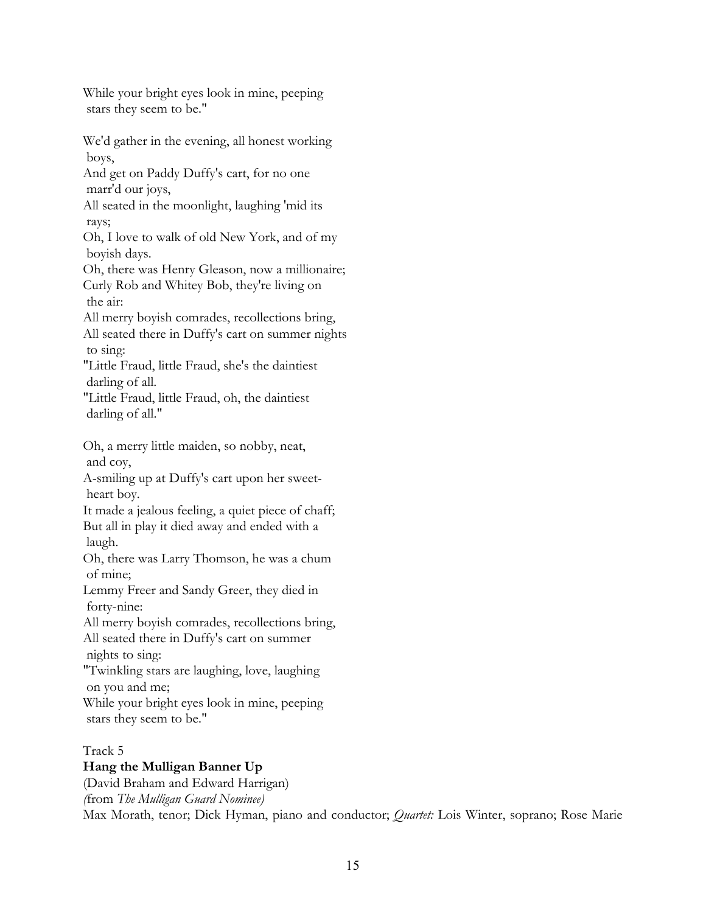While your bright eyes look in mine, peeping
 stars they seem to be."

We'd gather in the evening, all honest working
 boys,
And get on Paddy Duffy's cart, for no one
 marr'd our joys,
All seated in the moonlight, laughing 'mid its
 rays;
Oh, I love to walk of old New York, and of my
 boyish days.
Oh, there was Henry Gleason, now a millionaire;
Curly Rob and Whitey Bob, they're living on
 the air:
All merry boyish comrades, recollections bring,
All seated there in Duffy's cart on summer nights
 to sing:
"Little Fraud, little Fraud, she's the daintiest
 darling of all.
"Little Fraud, little Fraud, oh, the daintiest
 darling of all."

Oh, a merry little maiden, so nobby, neat,
 and coy,
A-smiling up at Duffy's cart upon her sweet-
 heart boy.
It made a jealous feeling, a quiet piece of chaff;
But all in play it died away and ended with a
 laugh.
Oh, there was Larry Thomson, he was a chum
 of mine;
Lemmy Freer and Sandy Greer, they died in
 forty-nine:
All merry boyish comrades, recollections bring,
All seated there in Duffy's cart on summer
 nights to sing:
"Twinkling stars are laughing, love, laughing
 on you and me;
While your bright eyes look in mine, peeping
 stars they seem to be."

Track 5
**Hang the Mulligan Banner Up**
(David Braham and Edward Harrigan)
(from *The Mulligan Guard Nominee)*
Max Morath, tenor; Dick Hyman, piano and conductor; *Quartet:* Lois Winter, soprano; Rose Marie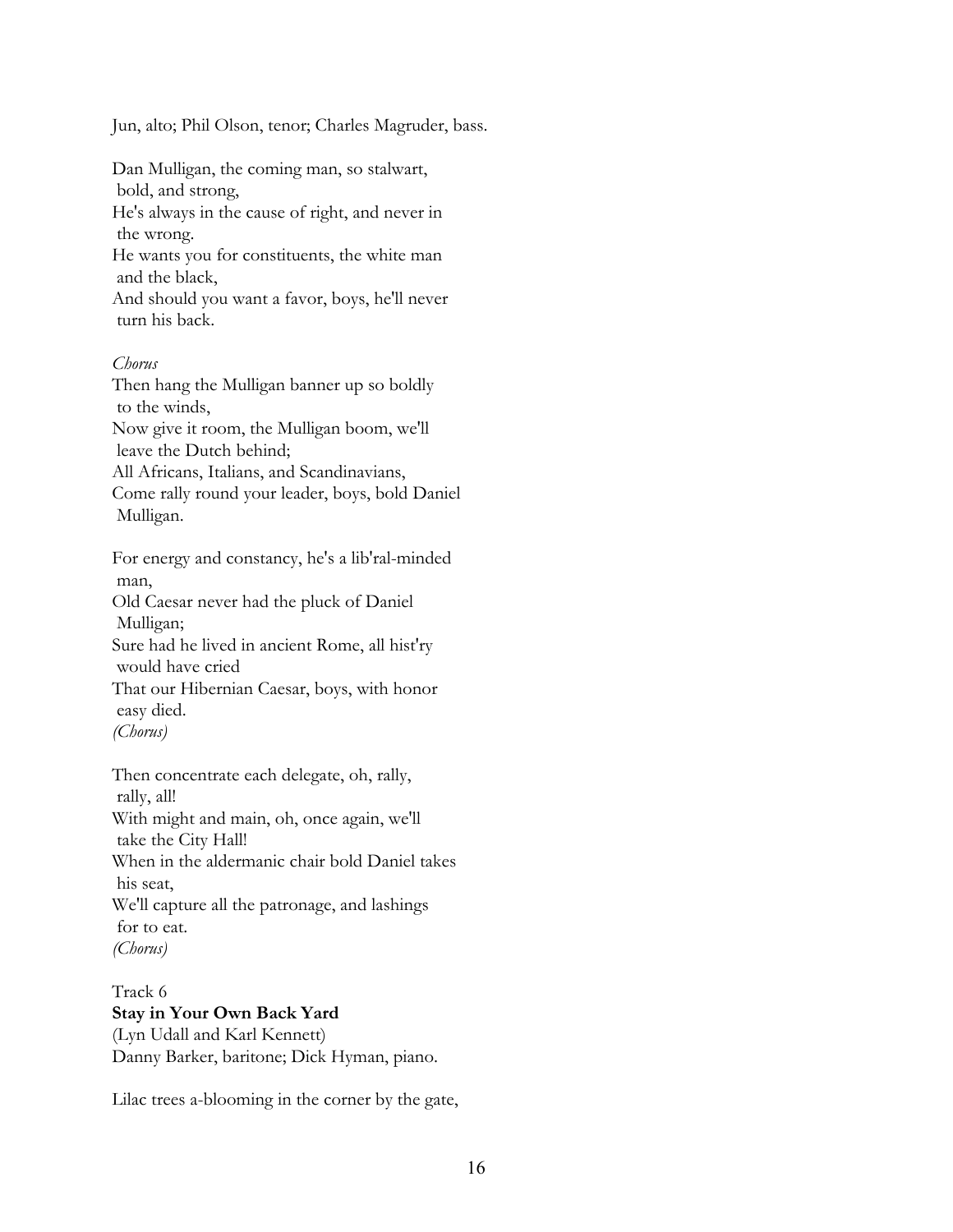Jun, alto; Phil Olson, tenor; Charles Magruder, bass.

Dan Mulligan, the coming man, so stalwart, bold, and strong,  
He's always in the cause of right, and never in the wrong.  
He wants you for constituents, the white man and the black,  
And should you want a favor, boys, he'll never turn his back.

*Chorus*  
Then hang the Mulligan banner up so boldly to the winds,  
Now give it room, the Mulligan boom, we'll leave the Dutch behind;  
All Africans, Italians, and Scandinavians,  
Come rally round your leader, boys, bold Daniel Mulligan.

For energy and constancy, he's a lib'ral-minded man,  
Old Caesar never had the pluck of Daniel Mulligan;  
Sure had he lived in ancient Rome, all hist'ry would have cried  
That our Hibernian Caesar, boys, with honor easy died.  
*(Chorus)*

Then concentrate each delegate, oh, rally, rally, all!  
With might and main, oh, once again, we'll take the City Hall!  
When in the aldermanic chair bold Daniel takes his seat,  
We'll capture all the patronage, and lashings for to eat.  
*(Chorus)*

Track 6  
**Stay in Your Own Back Yard**  
(Lyn Udall and Karl Kennett)  
Danny Barker, baritone; Dick Hyman, piano.

Lilac trees a-blooming in the corner by the gate,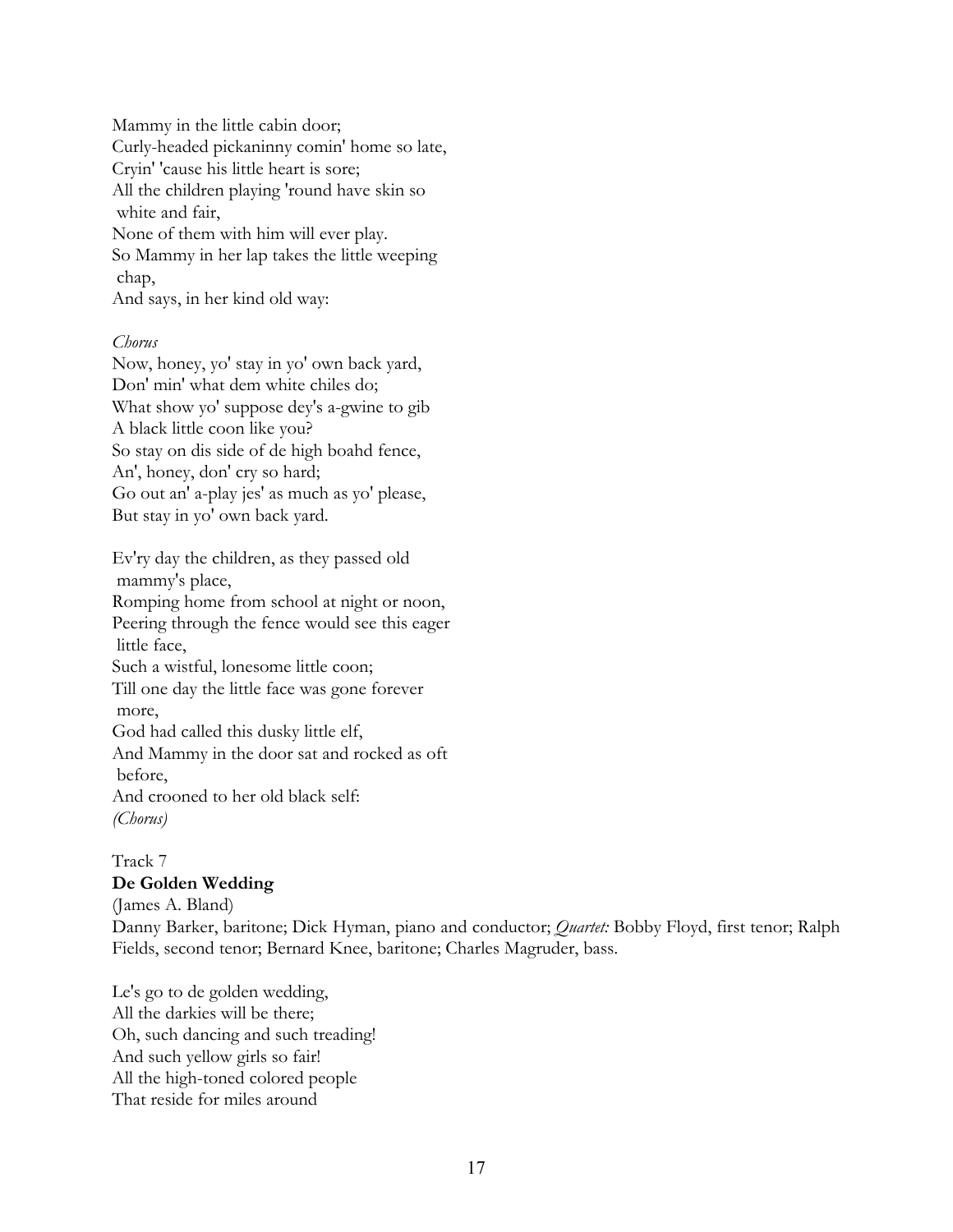Mammy in the little cabin door;
Curly-headed pickaninny comin' home so late,
Cryin' 'cause his little heart is sore;
All the children playing 'round have skin so
 white and fair,
None of them with him will ever play.
So Mammy in her lap takes the little weeping
 chap,
And says, in her kind old way:

*Chorus*
Now, honey, yo' stay in yo' own back yard,
Don' min' what dem white chiles do;
What show yo' suppose dey's a-gwine to gib
A black little coon like you?
So stay on dis side of de high boahd fence,
An', honey, don' cry so hard;
Go out an' a-play jes' as much as yo' please,
But stay in yo' own back yard.

Ev'ry day the children, as they passed old
 mammy's place,
Romping home from school at night or noon,
Peering through the fence would see this eager
 little face,
Such a wistful, lonesome little coon;
Till one day the little face was gone forever
 more,
God had called this dusky little elf,
And Mammy in the door sat and rocked as oft
 before,
And crooned to her old black self:
*(Chorus)*

Track 7
**De Golden Wedding**
(James A. Bland)
Danny Barker, baritone; Dick Hyman, piano and conductor; *Quartet:* Bobby Floyd, first tenor; Ralph Fields, second tenor; Bernard Knee, baritone; Charles Magruder, bass.

Le's go to de golden wedding,
All the darkies will be there;
Oh, such dancing and such treading!
And such yellow girls so fair!
All the high-toned colored people
That reside for miles around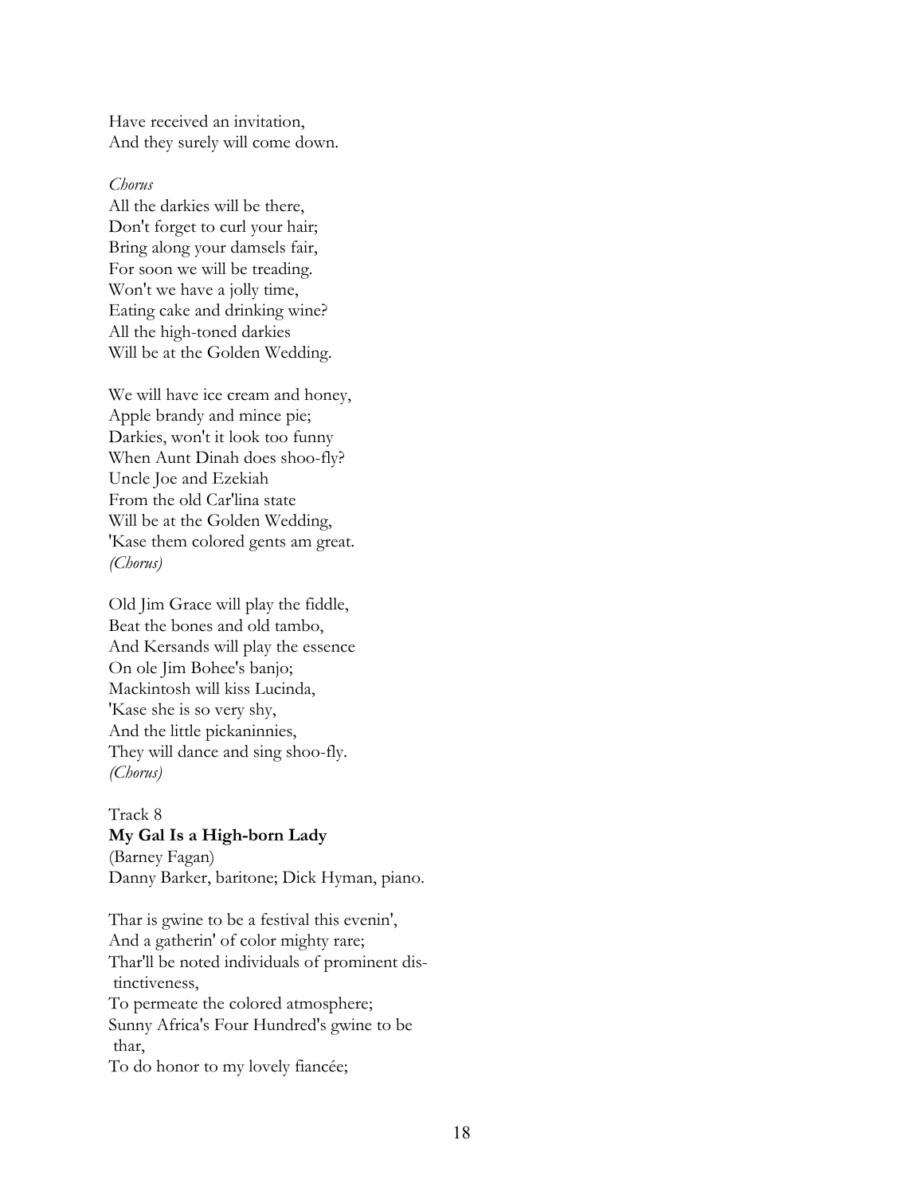Have received an invitation,
And they surely will come down.

*Chorus*
All the darkies will be there,
Don't forget to curl your hair;
Bring along your damsels fair,
For soon we will be treading.
Won't we have a jolly time,
Eating cake and drinking wine?
All the high-toned darkies
Will be at the Golden Wedding.

We will have ice cream and honey,
Apple brandy and mince pie;
Darkies, won't it look too funny
When Aunt Dinah does shoo-fly?
Uncle Joe and Ezekiah
From the old Car'lina state
Will be at the Golden Wedding,
'Kase them colored gents am great.
*(Chorus)*

Old Jim Grace will play the fiddle,
Beat the bones and old tambo,
And Kersands will play the essence
On ole Jim Bohee's banjo;
Mackintosh will kiss Lucinda,
'Kase she is so very shy,
And the little pickaninnies,
They will dance and sing shoo-fly.
*(Chorus)*

Track 8
**My Gal Is a High-born Lady**
(Barney Fagan)
Danny Barker, baritone; Dick Hyman, piano.

Thar is gwine to be a festival this evenin',
And a gatherin' of color mighty rare;
Thar'll be noted individuals of prominent distinctiveness,
To permeate the colored atmosphere;
Sunny Africa's Four Hundred's gwine to be thar,
To do honor to my lovely fiancée;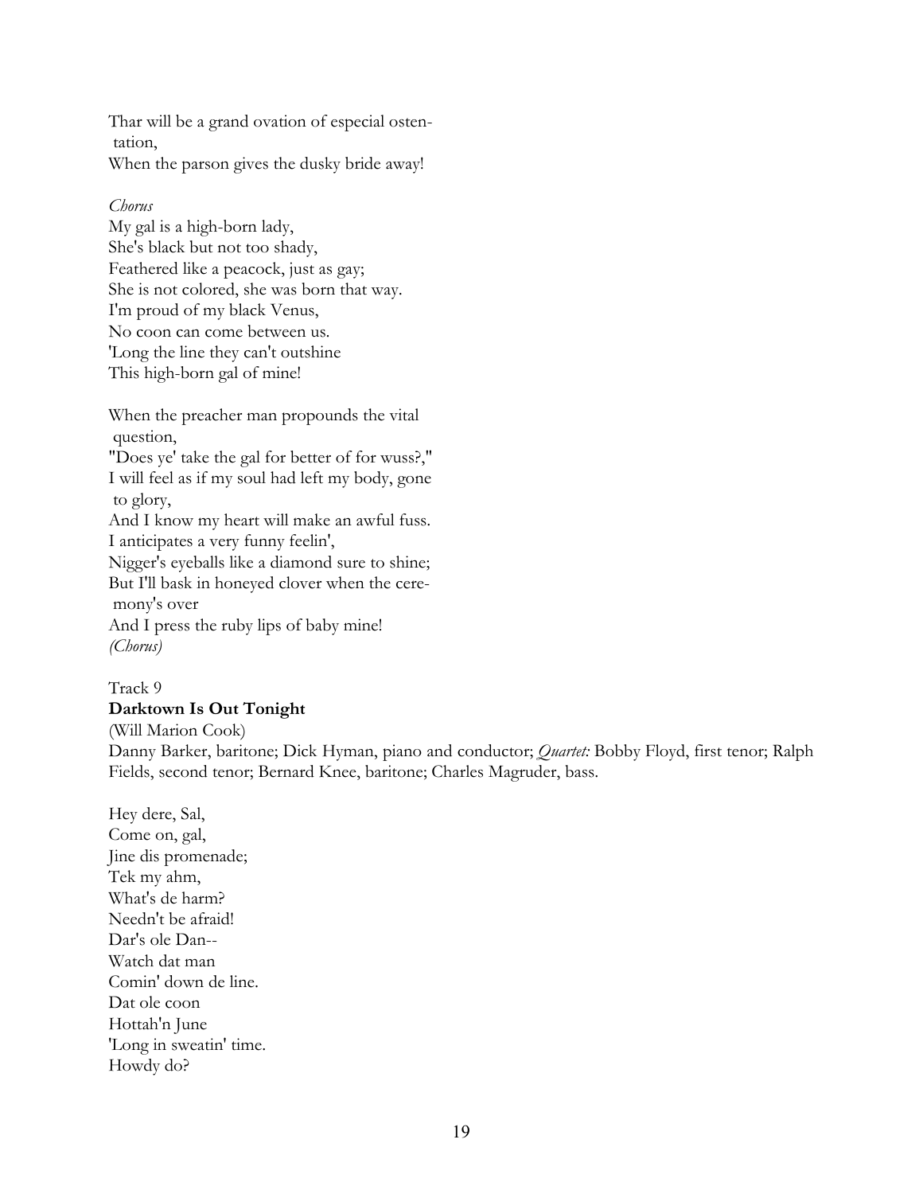Thar will be a grand ovation of especial ostentation,
When the parson gives the dusky bride away!

*Chorus*
My gal is a high-born lady,
She's black but not too shady,
Feathered like a peacock, just as gay;
She is not colored, she was born that way.
I'm proud of my black Venus,
No coon can come between us.
'Long the line they can't outshine
This high-born gal of mine!

When the preacher man propounds the vital question,
"Does ye' take the gal for better of for wuss?,"
I will feel as if my soul had left my body, gone to glory,
And I know my heart will make an awful fuss.
I anticipates a very funny feelin',
Nigger's eyeballs like a diamond sure to shine;
But I'll bask in honeyed clover when the ceremony's over
And I press the ruby lips of baby mine!
*(Chorus)*

Track 9
**Darktown Is Out Tonight**
(Will Marion Cook)
Danny Barker, baritone; Dick Hyman, piano and conductor; *Quartet:* Bobby Floyd, first tenor; Ralph Fields, second tenor; Bernard Knee, baritone; Charles Magruder, bass.

Hey dere, Sal,
Come on, gal,
Jine dis promenade;
Tek my ahm,
What's de harm?
Needn't be afraid!
Dar's ole Dan--
Watch dat man
Comin' down de line.
Dat ole coon
Hottah'n June
'Long in sweatin' time.
Howdy do?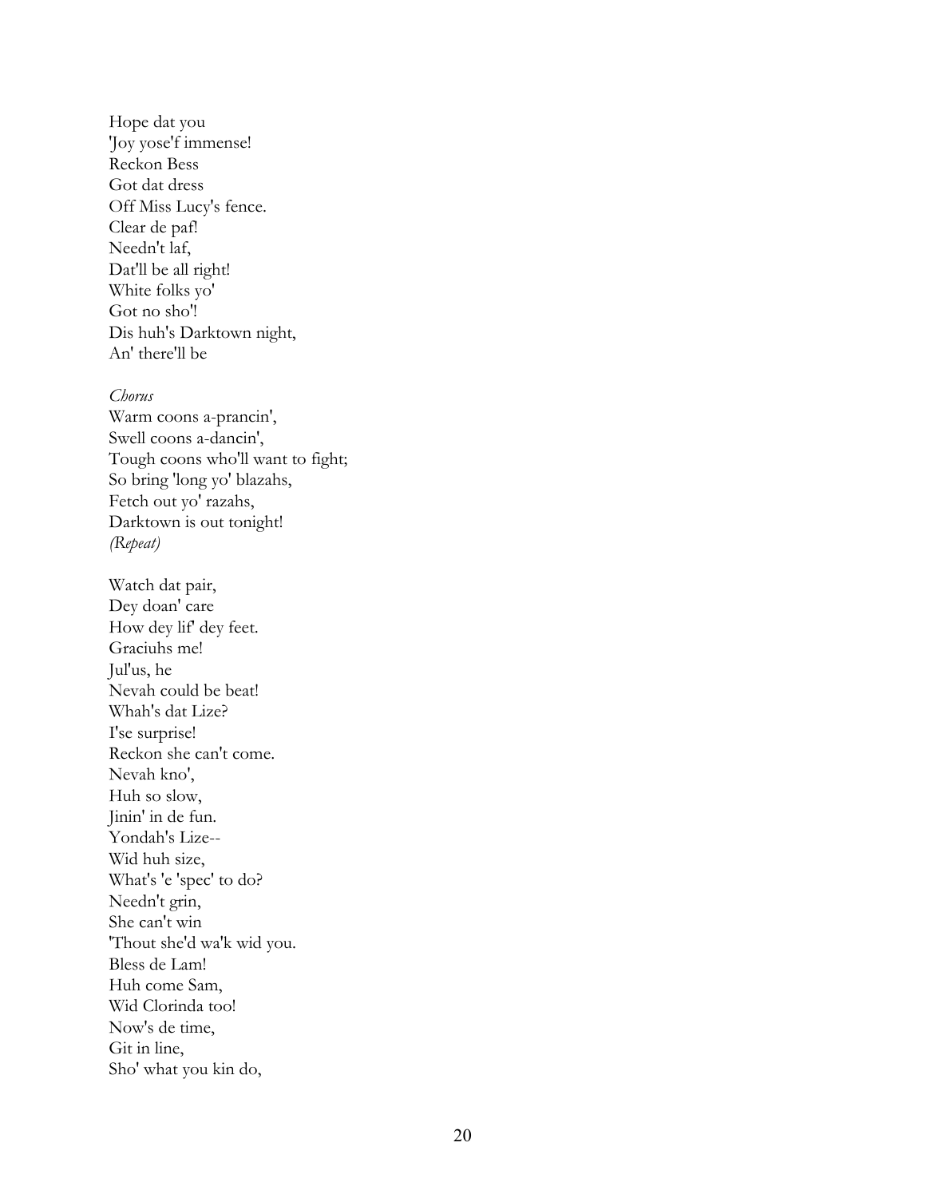Hope dat you  
'Joy yose'f immense!  
Reckon Bess  
Got dat dress  
Off Miss Lucy's fence.  
Clear de paf!  
Needn't laf,  
Dat'll be all right!  
White folks yo'  
Got no sho'!  
Dis huh's Darktown night,  
An' there'll be

*Chorus*  
Warm coons a-prancin',  
Swell coons a-dancin',  
Tough coons who'll want to fight;  
So bring 'long yo' blazahs,  
Fetch out yo' razahs,  
Darktown is out tonight!  
*(Repeat)*

Watch dat pair,  
Dey doan' care  
How dey lif' dey feet.  
Graciuhs me!  
Jul'us, he  
Nevah could be beat!  
Whah's dat Lize?  
I'se surprise!  
Reckon she can't come.  
Nevah kno',  
Huh so slow,  
Jinin' in de fun.  
Yondah's Lize--  
Wid huh size,  
What's 'e 'spec' to do?  
Needn't grin,  
She can't win  
'Thout she'd wa'k wid you.  
Bless de Lam!  
Huh come Sam,  
Wid Clorinda too!  
Now's de time,  
Git in line,  
Sho' what you kin do,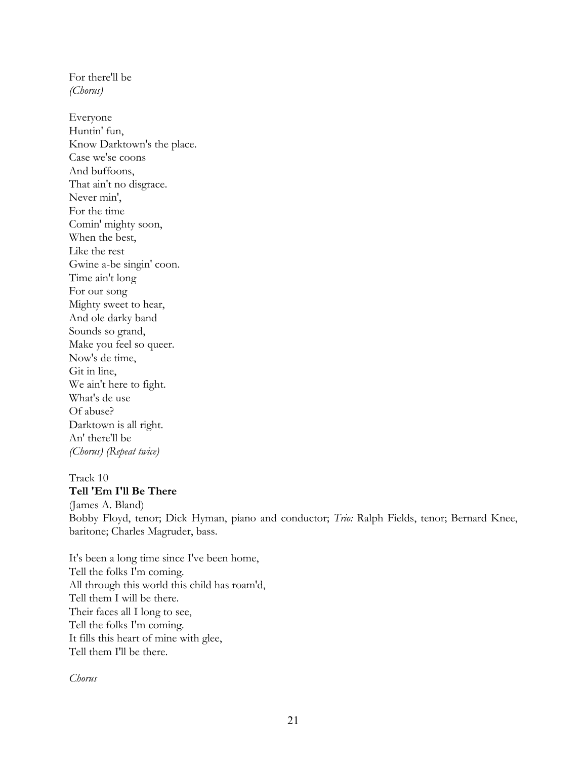For there'll be
*(Chorus)*

Everyone
Huntin' fun,
Know Darktown's the place.
Case we'se coons
And buffoons,
That ain't no disgrace.
Never min',
For the time
Comin' mighty soon,
When the best,
Like the rest
Gwine a-be singin' coon.
Time ain't long
For our song
Mighty sweet to hear,
And ole darky band
Sounds so grand,
Make you feel so queer.
Now's de time,
Git in line,
We ain't here to fight.
What's de use
Of abuse?
Darktown is all right.
An' there'll be
*(Chorus) (Repeat twice)*

Track 10
**Tell 'Em I'll Be There**
(James A. Bland)
Bobby Floyd, tenor; Dick Hyman, piano and conductor; *Trio:* Ralph Fields, tenor; Bernard Knee, baritone; Charles Magruder, bass.

It's been a long time since I've been home,
Tell the folks I'm coming.
All through this world this child has roam'd,
Tell them I will be there.
Their faces all I long to see,
Tell the folks I'm coming.
It fills this heart of mine with glee,
Tell them I'll be there.

*Chorus*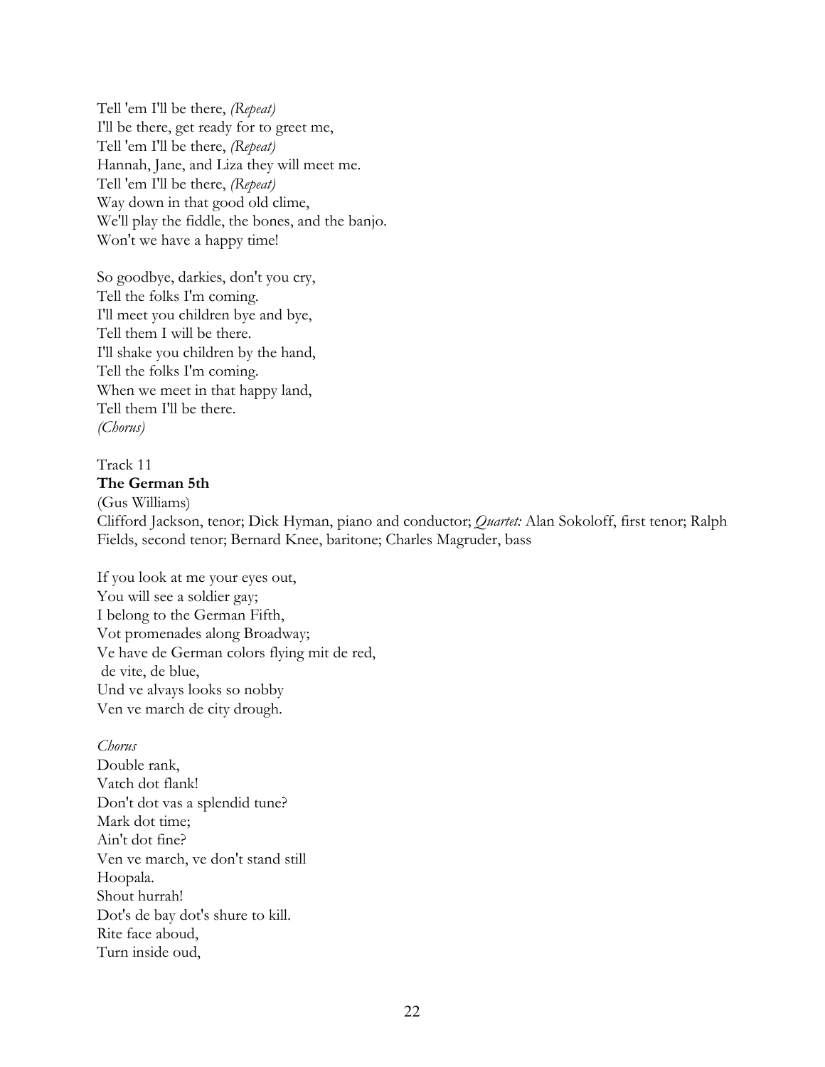Tell 'em I'll be there, *(Repeat)*
I'll be there, get ready for to greet me,
Tell 'em I'll be there, *(Repeat)*
Hannah, Jane, and Liza they will meet me.
Tell 'em I'll be there, *(Repeat)*
Way down in that good old clime,
We'll play the fiddle, the bones, and the banjo.
Won't we have a happy time!

So goodbye, darkies, don't you cry,
Tell the folks I'm coming.
I'll meet you children bye and bye,
Tell them I will be there.
I'll shake you children by the hand,
Tell the folks I'm coming.
When we meet in that happy land,
Tell them I'll be there.
*(Chorus)*

Track 11
**The German 5th**
(Gus Williams)
Clifford Jackson, tenor; Dick Hyman, piano and conductor; *Quartet:* Alan Sokoloff, first tenor; Ralph Fields, second tenor; Bernard Knee, baritone; Charles Magruder, bass

If you look at me your eyes out,
You will see a soldier gay;
I belong to the German Fifth,
Vot promenades along Broadway;
Ve have de German colors flying mit de red,
de vite, de blue,
Und ve alvays looks so nobby
Ven ve march de city drough.

*Chorus*
Double rank,
Vatch dot flank!
Don't dot vas a splendid tune?
Mark dot time;
Ain't dot fine?
Ven ve march, ve don't stand still
Hoopala.
Shout hurrah!
Dot's de bay dot's shure to kill.
Rite face aboud,
Turn inside oud,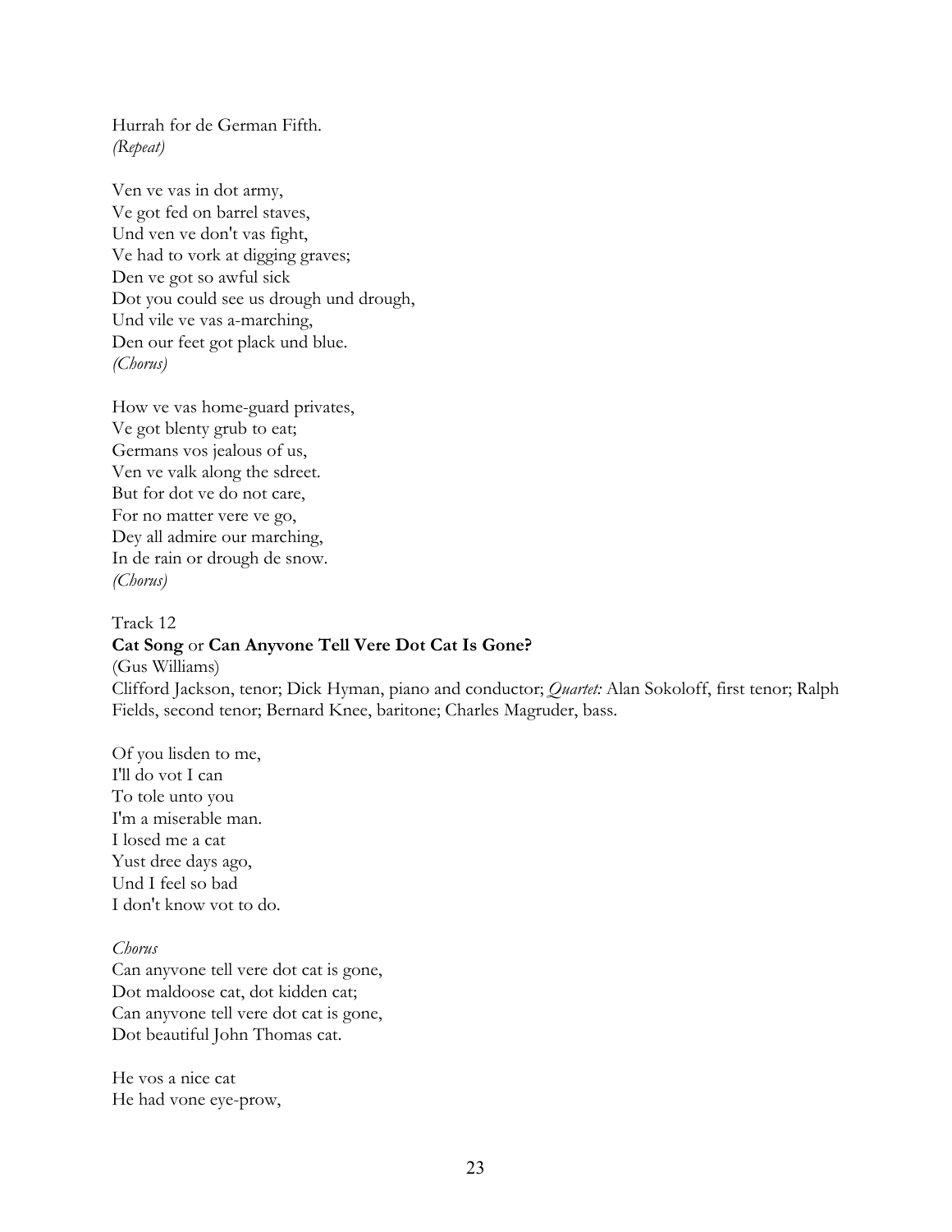Hurrah for de German Fifth.
*(Repeat)*

Ven ve vas in dot army,
Ve got fed on barrel staves,
Und ven ve don't vas fight,
Ve had to vork at digging graves;
Den ve got so awful sick
Dot you could see us drough und drough,
Und vile ve vas a-marching,
Den our feet got plack und blue.
*(Chorus)*

How ve vas home-guard privates,
Ve got blenty grub to eat;
Germans vos jealous of us,
Ven ve valk along the sdreet.
But for dot ve do not care,
For no matter vere ve go,
Dey all admire our marching,
In de rain or drough de snow.
*(Chorus)*

Track 12
**Cat Song** or **Can Anyvone Tell Vere Dot Cat Is Gone?**
(Gus Williams)
Clifford Jackson, tenor; Dick Hyman, piano and conductor; *Quartet:* Alan Sokoloff, first tenor; Ralph Fields, second tenor; Bernard Knee, baritone; Charles Magruder, bass.

Of you lisden to me,
I'll do vot I can
To tole unto you
I'm a miserable man.
I losed me a cat
Yust dree days ago,
Und I feel so bad
I don't know vot to do.

*Chorus*
Can anyvone tell vere dot cat is gone,
Dot maldoose cat, dot kidden cat;
Can anyvone tell vere dot cat is gone,
Dot beautiful John Thomas cat.

He vos a nice cat
He had vone eye-prow,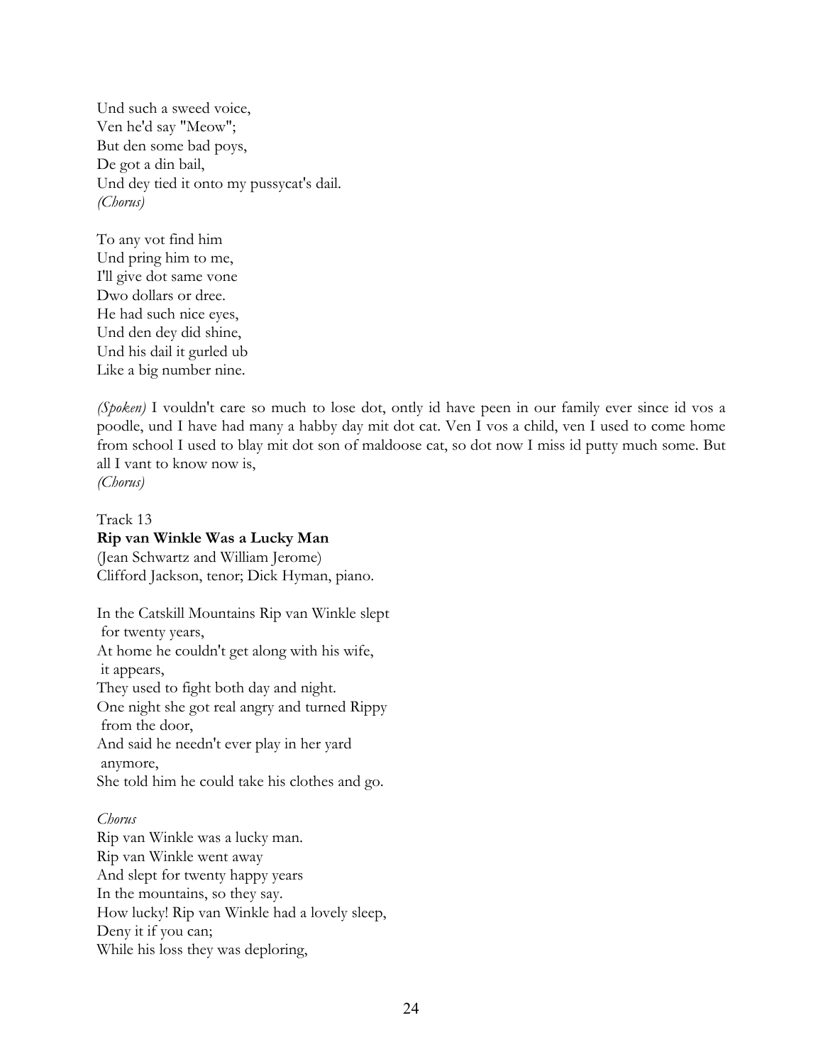Und such a sweed voice,
Ven he'd say "Meow";
But den some bad poys,
De got a din bail,
Und dey tied it onto my pussycat's dail.
*(Chorus)*

To any vot find him
Und pring him to me,
I'll give dot same vone
Dwo dollars or dree.
He had such nice eyes,
Und den dey did shine,
Und his dail it gurled ub
Like a big number nine.

*(Spoken)* I vouldn't care so much to lose dot, ontly id have peen in our family ever since id vos a poodle, und I have had many a habby day mit dot cat. Ven I vos a child, ven I used to come home from school I used to blay mit dot son of maldoose cat, so dot now I miss id putty much some. But all I vant to know now is,
*(Chorus)*

Track 13

**Rip van Winkle Was a Lucky Man**

(Jean Schwartz and William Jerome)
Clifford Jackson, tenor; Dick Hyman, piano.

In the Catskill Mountains Rip van Winkle slept
 for twenty years,
At home he couldn't get along with his wife,
 it appears,
They used to fight both day and night.
One night she got real angry and turned Rippy
 from the door,
And said he needn't ever play in her yard
 anymore,
She told him he could take his clothes and go.

*Chorus*
Rip van Winkle was a lucky man.
Rip van Winkle went away
And slept for twenty happy years
In the mountains, so they say.
How lucky! Rip van Winkle had a lovely sleep,
Deny it if you can;
While his loss they was deploring,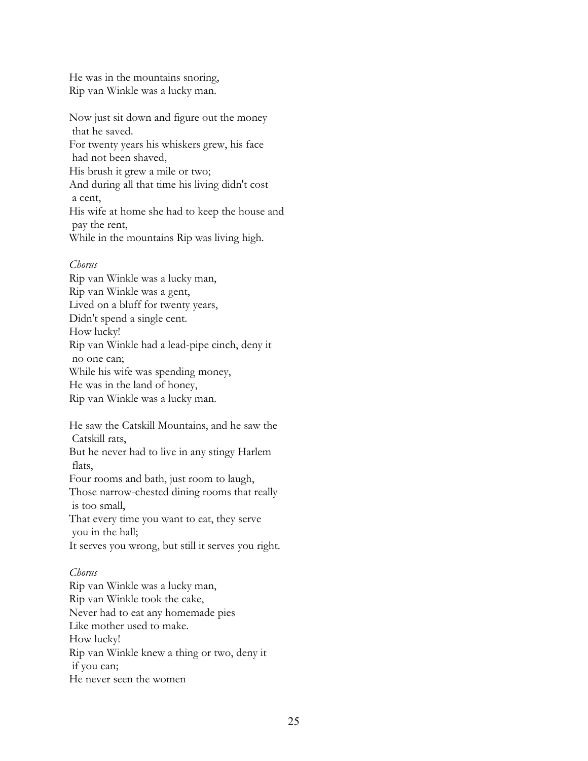He was in the mountains snoring,
Rip van Winkle was a lucky man.

Now just sit down and figure out the money
 that he saved.
For twenty years his whiskers grew, his face
 had not been shaved,
His brush it grew a mile or two;
And during all that time his living didn't cost
 a cent,
His wife at home she had to keep the house and
 pay the rent,
While in the mountains Rip was living high.

*Chorus*
Rip van Winkle was a lucky man,
Rip van Winkle was a gent,
Lived on a bluff for twenty years,
Didn't spend a single cent.
How lucky!
Rip van Winkle had a lead-pipe cinch, deny it
 no one can;
While his wife was spending money,
He was in the land of honey,
Rip van Winkle was a lucky man.

He saw the Catskill Mountains, and he saw the
 Catskill rats,
But he never had to live in any stingy Harlem
 flats,
Four rooms and bath, just room to laugh,
Those narrow-chested dining rooms that really
 is too small,
That every time you want to eat, they serve
 you in the hall;
It serves you wrong, but still it serves you right.

*Chorus*
Rip van Winkle was a lucky man,
Rip van Winkle took the cake,
Never had to eat any homemade pies
Like mother used to make.
How lucky!
Rip van Winkle knew a thing or two, deny it
 if you can;
He never seen the women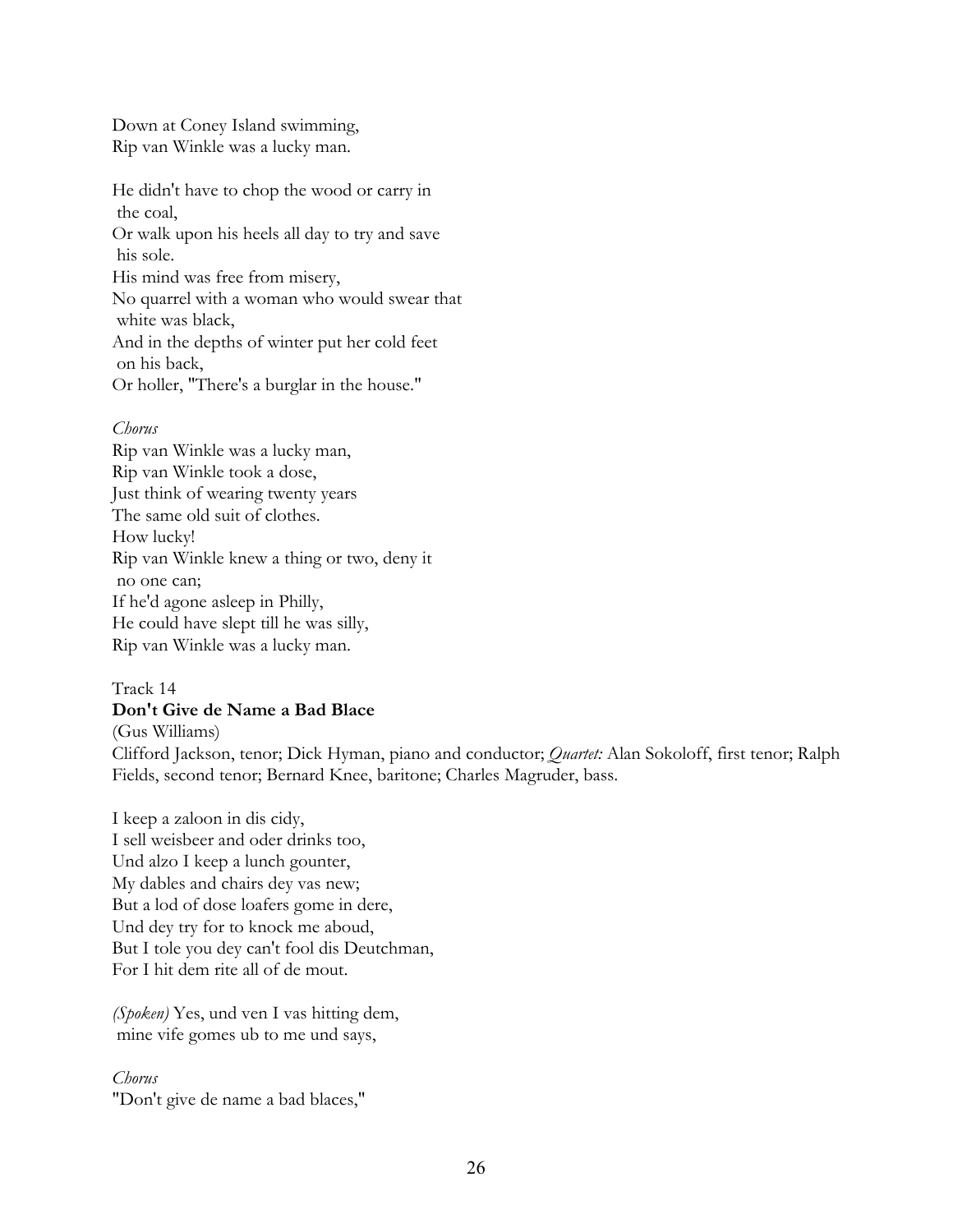Down at Coney Island swimming,
Rip van Winkle was a lucky man.

He didn't have to chop the wood or carry in
 the coal,
Or walk upon his heels all day to try and save
 his sole.
His mind was free from misery,
No quarrel with a woman who would swear that
 white was black,
And in the depths of winter put her cold feet
 on his back,
Or holler, "There's a burglar in the house."

*Chorus*
Rip van Winkle was a lucky man,
Rip van Winkle took a dose,
Just think of wearing twenty years
The same old suit of clothes.
How lucky!
Rip van Winkle knew a thing or two, deny it
 no one can;
If he'd agone asleep in Philly,
He could have slept till he was silly,
Rip van Winkle was a lucky man.

Track 14
**Don't Give de Name a Bad Blace**
(Gus Williams)
Clifford Jackson, tenor; Dick Hyman, piano and conductor; *Quartet:* Alan Sokoloff, first tenor; Ralph Fields, second tenor; Bernard Knee, baritone; Charles Magruder, bass.

I keep a zaloon in dis cidy,
I sell weisbeer and oder drinks too,
Und alzo I keep a lunch gounter,
My dables and chairs dey vas new;
But a lod of dose loafers gome in dere,
Und dey try for to knock me aboud,
But I tole you dey can't fool dis Deutchman,
For I hit dem rite all of de mout.

*(Spoken)* Yes, und ven I vas hitting dem,
 mine vife gomes ub to me und says,

*Chorus*
"Don't give de name a bad blaces,"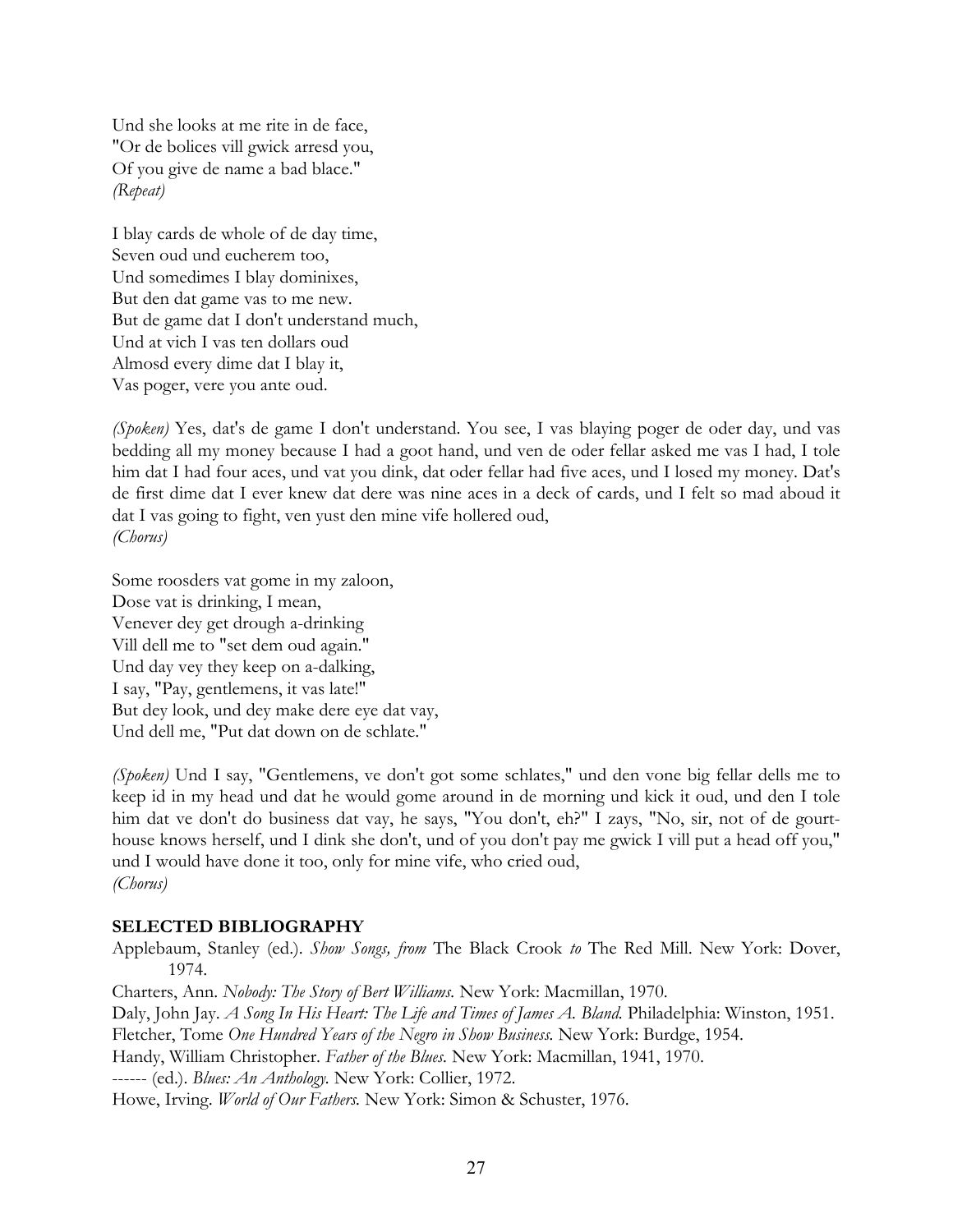Und she looks at me rite in de face,  
"Or de bolices vill gwick arresd you,  
Of you give de name a bad blace."  
*(Repeat)*

I blay cards de whole of de day time,  
Seven oud und eucherem too,  
Und somedimes I blay dominixes,  
But den dat game vas to me new.  
But de game dat I don't understand much,  
Und at vich I vas ten dollars oud  
Almosd every dime dat I blay it,  
Vas poger, vere you ante oud.

*(Spoken)* Yes, dat's de game I don't understand. You see, I vas blaying poger de oder day, und vas bedding all my money because I had a goot hand, und ven de oder fellar asked me vas I had, I tole him dat I had four aces, und vat you dink, dat oder fellar had five aces, und I losed my money. Dat's de first dime dat I ever knew dat dere was nine aces in a deck of cards, und I felt so mad aboud it dat I vas going to fight, ven yust den mine vife hollered oud,  
*(Chorus)*

Some roosders vat gome in my zaloon,  
Dose vat is drinking, I mean,  
Venever dey get drough a-drinking  
Vill dell me to "set dem oud again."  
Und day vey they keep on a-dalking,  
I say, "Pay, gentlemens, it vas late!"  
But dey look, und dey make dere eye dat vay,  
Und dell me, "Put dat down on de schlate."

*(Spoken)* Und I say, "Gentlemens, ve don't got some schlates," und den vone big fellar dells me to keep id in my head und dat he would gome around in de morning und kick it oud, und den I tole him dat ve don't do business dat vay, he says, "You don't, eh?" I zays, "No, sir, not of de gourt-house knows herself, und I dink she don't, und of you don't pay me gwick I vill put a head off you," und I would have done it too, only for mine vife, who cried oud,  
*(Chorus)*

**SELECTED BIBLIOGRAPHY**

Applebaum, Stanley (ed.). *Show Songs, from* The Black Crook *to* The Red Mill. New York: Dover, 1974.

Charters, Ann. *Nobody: The Story of Bert Williams.* New York: Macmillan, 1970.

Daly, John Jay. *A Song In His Heart: The Life and Times of James A. Bland.* Philadelphia: Winston, 1951.

Fletcher, Tome *One Hundred Years of the Negro in Show Business.* New York: Burdge, 1954.

Handy, William Christopher. *Father of the Blues.* New York: Macmillan, 1941, 1970.

------ (ed.). *Blues: An Anthology.* New York: Collier, 1972.

Howe, Irving. *World of Our Fathers.* New York: Simon & Schuster, 1976.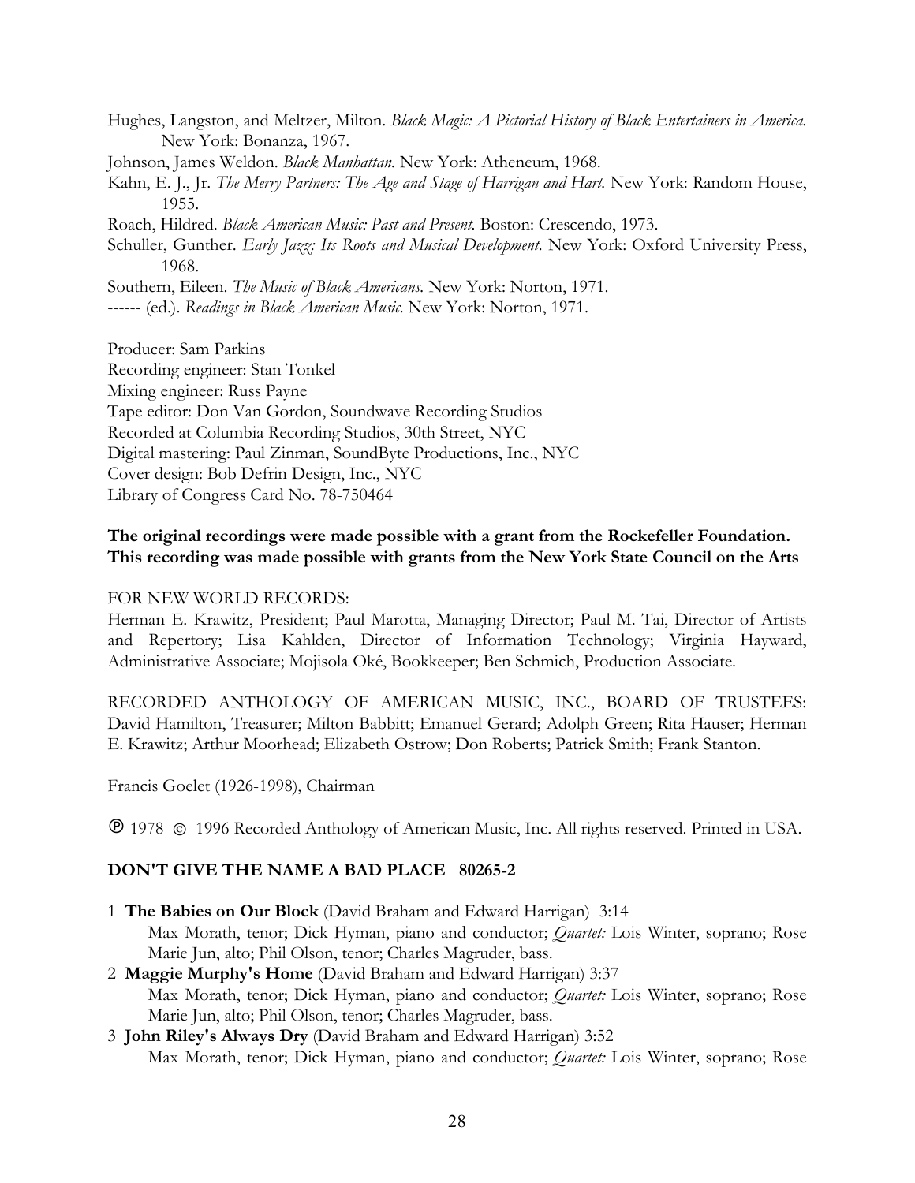Hughes, Langston, and Meltzer, Milton. *Black Magic: A Pictorial History of Black Entertainers in America.* New York: Bonanza, 1967.

Johnson, James Weldon. *Black Manhattan.* New York: Atheneum, 1968.

Kahn, E. J., Jr. *The Merry Partners: The Age and Stage of Harrigan and Hart.* New York: Random House, 1955.

Roach, Hildred. *Black American Music: Past and Present.* Boston: Crescendo, 1973.

Schuller, Gunther. *Early Jazz: Its Roots and Musical Development.* New York: Oxford University Press, 1968.

Southern, Eileen. *The Music of Black Americans.* New York: Norton, 1971.

------ (ed.). *Readings in Black American Music.* New York: Norton, 1971.

Producer: Sam Parkins
Recording engineer: Stan Tonkel
Mixing engineer: Russ Payne
Tape editor: Don Van Gordon, Soundwave Recording Studios
Recorded at Columbia Recording Studios, 30th Street, NYC
Digital mastering: Paul Zinman, SoundByte Productions, Inc., NYC
Cover design: Bob Defrin Design, Inc., NYC
Library of Congress Card No. 78-750464

**The original recordings were made possible with a grant from the Rockefeller Foundation. This recording was made possible with grants from the New York State Council on the Arts**

FOR NEW WORLD RECORDS:
Herman E. Krawitz, President; Paul Marotta, Managing Director; Paul M. Tai, Director of Artists and Repertory; Lisa Kahlden, Director of Information Technology; Virginia Hayward, Administrative Associate; Mojisola Oké, Bookkeeper; Ben Schmich, Production Associate.

RECORDED ANTHOLOGY OF AMERICAN MUSIC, INC., BOARD OF TRUSTEES: David Hamilton, Treasurer; Milton Babbitt; Emanuel Gerard; Adolph Green; Rita Hauser; Herman E. Krawitz; Arthur Moorhead; Elizabeth Ostrow; Don Roberts; Patrick Smith; Frank Stanton.

Francis Goelet (1926-1998), Chairman

℗ 1978 © 1996 Recorded Anthology of American Music, Inc. All rights reserved. Printed in USA.

**DON'T GIVE THE NAME A BAD PLACE 80265-2**

1 **The Babies on Our Block** (David Braham and Edward Harrigan) 3:14
Max Morath, tenor; Dick Hyman, piano and conductor; *Quartet:* Lois Winter, soprano; Rose Marie Jun, alto; Phil Olson, tenor; Charles Magruder, bass.

2 **Maggie Murphy's Home** (David Braham and Edward Harrigan) 3:37
Max Morath, tenor; Dick Hyman, piano and conductor; *Quartet:* Lois Winter, soprano; Rose Marie Jun, alto; Phil Olson, tenor; Charles Magruder, bass.

3 **John Riley's Always Dry** (David Braham and Edward Harrigan) 3:52
Max Morath, tenor; Dick Hyman, piano and conductor; *Quartet:* Lois Winter, soprano; Rose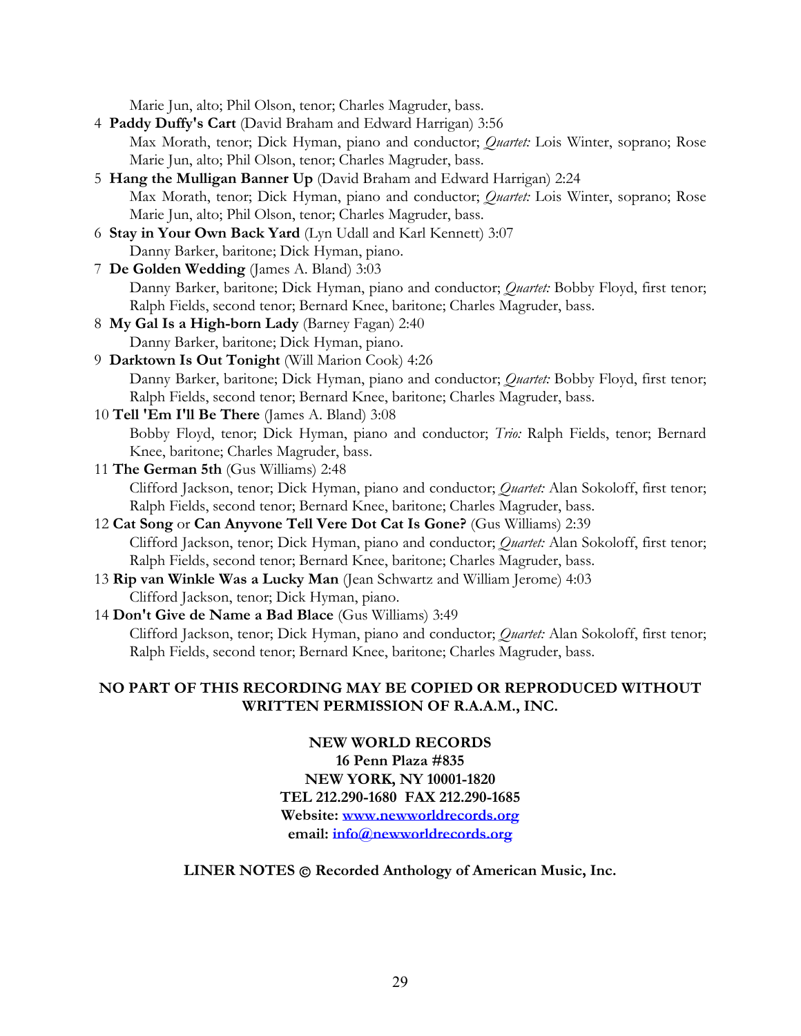Marie Jun, alto; Phil Olson, tenor; Charles Magruder, bass.

4 **Paddy Duffy's Cart** (David Braham and Edward Harrigan) 3:56
Max Morath, tenor; Dick Hyman, piano and conductor; *Quartet:* Lois Winter, soprano; Rose Marie Jun, alto; Phil Olson, tenor; Charles Magruder, bass.

5 **Hang the Mulligan Banner Up** (David Braham and Edward Harrigan) 2:24
Max Morath, tenor; Dick Hyman, piano and conductor; *Quartet:* Lois Winter, soprano; Rose Marie Jun, alto; Phil Olson, tenor; Charles Magruder, bass.

6 **Stay in Your Own Back Yard** (Lyn Udall and Karl Kennett) 3:07
Danny Barker, baritone; Dick Hyman, piano.

7 **De Golden Wedding** (James A. Bland) 3:03
Danny Barker, baritone; Dick Hyman, piano and conductor; *Quartet:* Bobby Floyd, first tenor; Ralph Fields, second tenor; Bernard Knee, baritone; Charles Magruder, bass.

8 **My Gal Is a High-born Lady** (Barney Fagan) 2:40
Danny Barker, baritone; Dick Hyman, piano.

9 **Darktown Is Out Tonight** (Will Marion Cook) 4:26
Danny Barker, baritone; Dick Hyman, piano and conductor; *Quartet:* Bobby Floyd, first tenor; Ralph Fields, second tenor; Bernard Knee, baritone; Charles Magruder, bass.

10 **Tell 'Em I'll Be There** (James A. Bland) 3:08
Bobby Floyd, tenor; Dick Hyman, piano and conductor; *Trio:* Ralph Fields, tenor; Bernard Knee, baritone; Charles Magruder, bass.

11 **The German 5th** (Gus Williams) 2:48
Clifford Jackson, tenor; Dick Hyman, piano and conductor; *Quartet:* Alan Sokoloff, first tenor; Ralph Fields, second tenor; Bernard Knee, baritone; Charles Magruder, bass.

12 **Cat Song** or **Can Anyvone Tell Vere Dot Cat Is Gone?** (Gus Williams) 2:39
Clifford Jackson, tenor; Dick Hyman, piano and conductor; *Quartet:* Alan Sokoloff, first tenor; Ralph Fields, second tenor; Bernard Knee, baritone; Charles Magruder, bass.

13 **Rip van Winkle Was a Lucky Man** (Jean Schwartz and William Jerome) 4:03
Clifford Jackson, tenor; Dick Hyman, piano.

14 **Don't Give de Name a Bad Blace** (Gus Williams) 3:49
Clifford Jackson, tenor; Dick Hyman, piano and conductor; *Quartet:* Alan Sokoloff, first tenor; Ralph Fields, second tenor; Bernard Knee, baritone; Charles Magruder, bass.

**NO PART OF THIS RECORDING MAY BE COPIED OR REPRODUCED WITHOUT WRITTEN PERMISSION OF R.A.A.M., INC.**

**NEW WORLD RECORDS**
**16 Penn Plaza #835**
**NEW YORK, NY 10001-1820**
**TEL 212.290-1680 FAX 212.290-1685**
**Website: [www.newworldrecords.org](http://www.newworldrecords.org)**
**email: [info@newworldrecords.org](mailto:info@newworldrecords.org)**

**LINER NOTES © Recorded Anthology of American Music, Inc.**